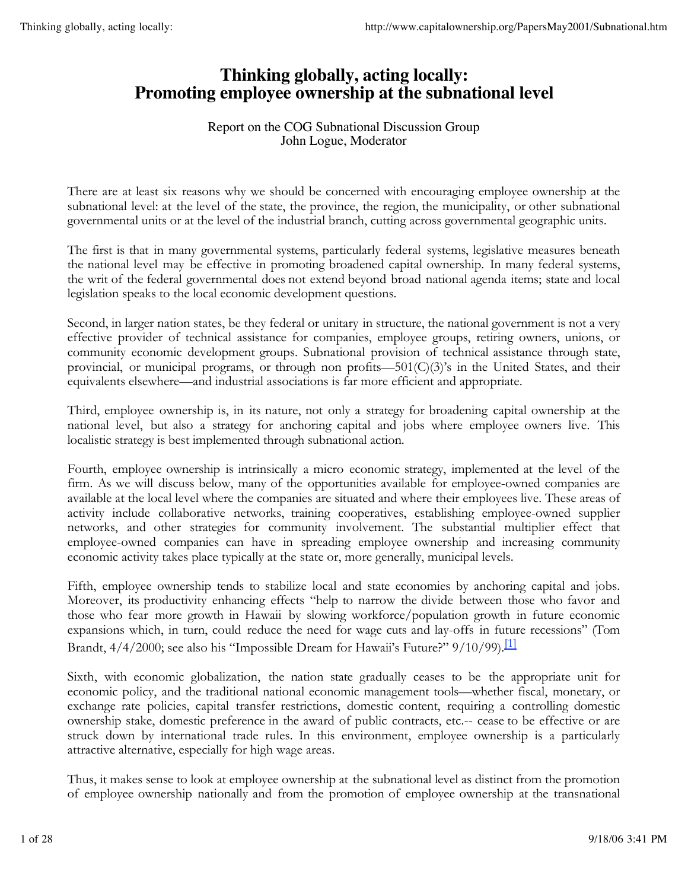# Thinking globally, acting locally: Promoting employee ownership at the subnational level

Report on the COG Subnational Discussion Group
John Logue, Moderator

There are at least six reasons why we should be concerned with encouraging employee ownership at the subnational level: at the level of the state, the province, the region, the municipality, or other subnational governmental units or at the level of the industrial branch, cutting across governmental geographic units.

The first is that in many governmental systems, particularly federal systems, legislative measures beneath the national level may be effective in promoting broadened capital ownership. In many federal systems, the writ of the federal governmental does not extend beyond broad national agenda items; state and local legislation speaks to the local economic development questions.

Second, in larger nation states, be they federal or unitary in structure, the national government is not a very effective provider of technical assistance for companies, employee groups, retiring owners, unions, or community economic development groups. Subnational provision of technical assistance through state, provincial, or municipal programs, or through non profits—501(C)(3)'s in the United States, and their equivalents elsewhere—and industrial associations is far more efficient and appropriate.

Third, employee ownership is, in its nature, not only a strategy for broadening capital ownership at the national level, but also a strategy for anchoring capital and jobs where employee owners live. This localistic strategy is best implemented through subnational action.

Fourth, employee ownership is intrinsically a micro economic strategy, implemented at the level of the firm. As we will discuss below, many of the opportunities available for employee-owned companies are available at the local level where the companies are situated and where their employees live. These areas of activity include collaborative networks, training cooperatives, establishing employee-owned supplier networks, and other strategies for community involvement. The substantial multiplier effect that employee-owned companies can have in spreading employee ownership and increasing community economic activity takes place typically at the state or, more generally, municipal levels.

Fifth, employee ownership tends to stabilize local and state economies by anchoring capital and jobs. Moreover, its productivity enhancing effects "help to narrow the divide between those who favor and those who fear more growth in Hawaii by slowing workforce/population growth in future economic expansions which, in turn, could reduce the need for wage cuts and lay-offs in future recessions" (Tom Brandt, 4/4/2000; see also his "Impossible Dream for Hawaii's Future?" 9/10/99).[1]

Sixth, with economic globalization, the nation state gradually ceases to be the appropriate unit for economic policy, and the traditional national economic management tools—whether fiscal, monetary, or exchange rate policies, capital transfer restrictions, domestic content, requiring a controlling domestic ownership stake, domestic preference in the award of public contracts, etc.-- cease to be effective or are struck down by international trade rules. In this environment, employee ownership is a particularly attractive alternative, especially for high wage areas.

Thus, it makes sense to look at employee ownership at the subnational level as distinct from the promotion of employee ownership nationally and from the promotion of employee ownership at the transnational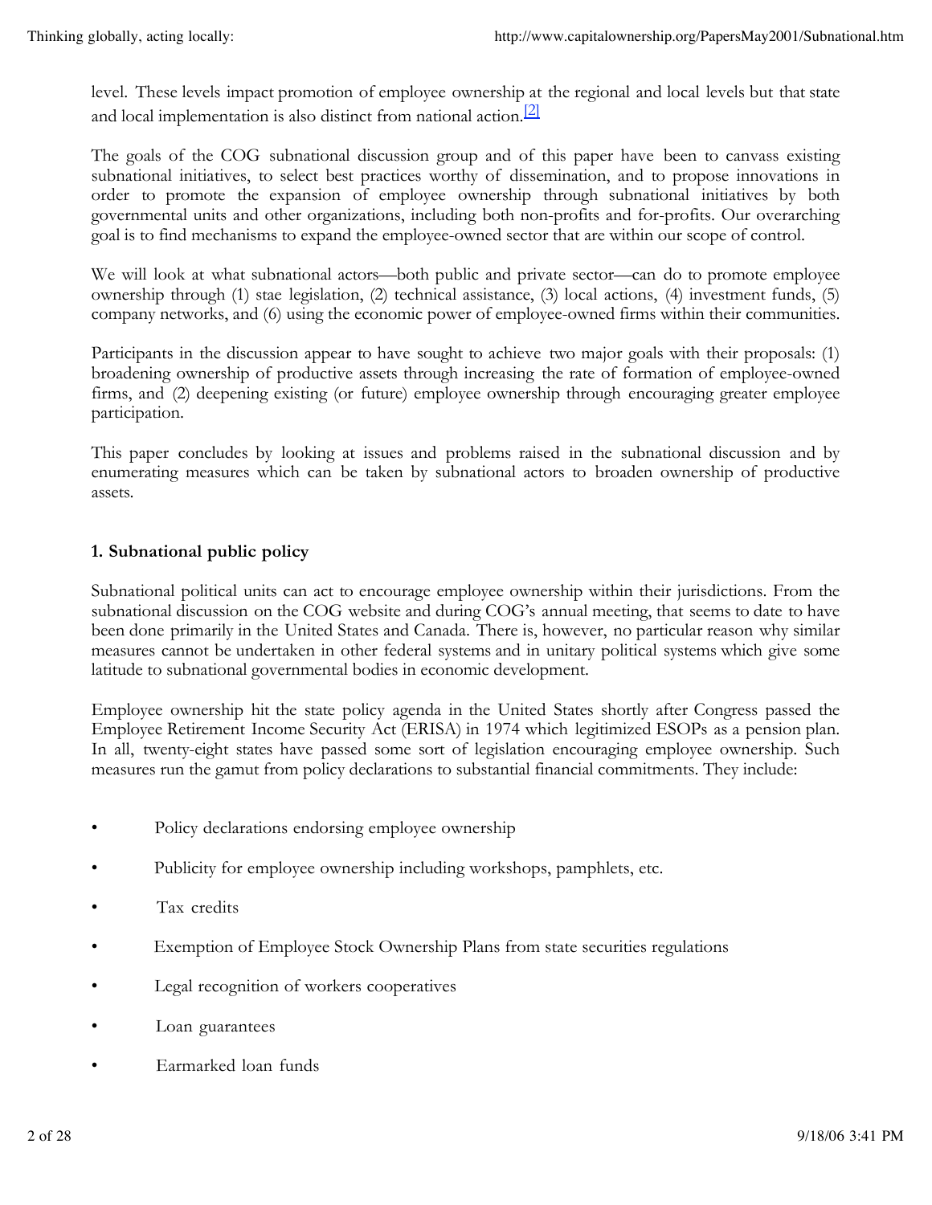level. These levels impact promotion of employee ownership at the regional and local levels but that state and local implementation is also distinct from national action.[2]

The goals of the COG subnational discussion group and of this paper have been to canvass existing subnational initiatives, to select best practices worthy of dissemination, and to propose innovations in order to promote the expansion of employee ownership through subnational initiatives by both governmental units and other organizations, including both non-profits and for-profits. Our overarching goal is to find mechanisms to expand the employee-owned sector that are within our scope of control.

We will look at what subnational actors—both public and private sector—can do to promote employee ownership through (1) stae legislation, (2) technical assistance, (3) local actions, (4) investment funds, (5) company networks, and (6) using the economic power of employee-owned firms within their communities.

Participants in the discussion appear to have sought to achieve two major goals with their proposals: (1) broadening ownership of productive assets through increasing the rate of formation of employee-owned firms, and (2) deepening existing (or future) employee ownership through encouraging greater employee participation.

This paper concludes by looking at issues and problems raised in the subnational discussion and by enumerating measures which can be taken by subnational actors to broaden ownership of productive assets.

**1. Subnational public policy**

Subnational political units can act to encourage employee ownership within their jurisdictions. From the subnational discussion on the COG website and during COG's annual meeting, that seems to date to have been done primarily in the United States and Canada. There is, however, no particular reason why similar measures cannot be undertaken in other federal systems and in unitary political systems which give some latitude to subnational governmental bodies in economic development.

Employee ownership hit the state policy agenda in the United States shortly after Congress passed the Employee Retirement Income Security Act (ERISA) in 1974 which legitimized ESOPs as a pension plan. In all, twenty-eight states have passed some sort of legislation encouraging employee ownership. Such measures run the gamut from policy declarations to substantial financial commitments. They include:

- Policy declarations endorsing employee ownership
- Publicity for employee ownership including workshops, pamphlets, etc.
- Tax credits
- Exemption of Employee Stock Ownership Plans from state securities regulations
- Legal recognition of workers cooperatives
- Loan guarantees
- Earmarked loan funds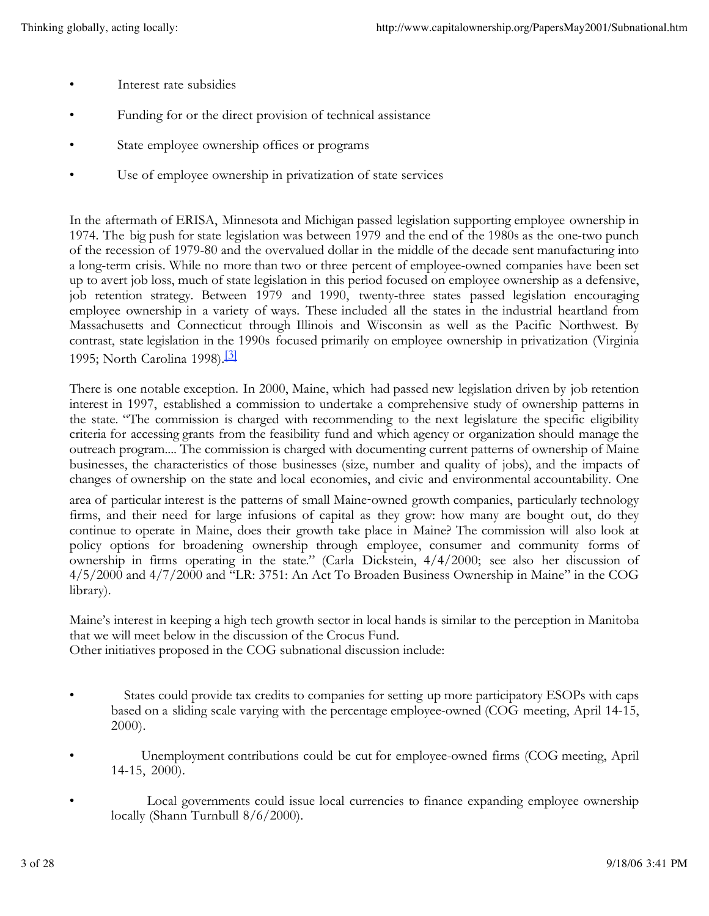- Interest rate subsidies
- Funding for or the direct provision of technical assistance
- State employee ownership offices or programs
- Use of employee ownership in privatization of state services

In the aftermath of ERISA, Minnesota and Michigan passed legislation supporting employee ownership in 1974. The big push for state legislation was between 1979 and the end of the 1980s as the one-two punch of the recession of 1979-80 and the overvalued dollar in the middle of the decade sent manufacturing into a long-term crisis. While no more than two or three percent of employee-owned companies have been set up to avert job loss, much of state legislation in this period focused on employee ownership as a defensive, job retention strategy. Between 1979 and 1990, twenty-three states passed legislation encouraging employee ownership in a variety of ways. These included all the states in the industrial heartland from Massachusetts and Connecticut through Illinois and Wisconsin as well as the Pacific Northwest. By contrast, state legislation in the 1990s focused primarily on employee ownership in privatization (Virginia 1995; North Carolina 1998).[3]

There is one notable exception. In 2000, Maine, which had passed new legislation driven by job retention interest in 1997, established a commission to undertake a comprehensive study of ownership patterns in the state. "The commission is charged with recommending to the next legislature the specific eligibility criteria for accessing grants from the feasibility fund and which agency or organization should manage the outreach program.... The commission is charged with documenting current patterns of ownership of Maine businesses, the characteristics of those businesses (size, number and quality of jobs), and the impacts of changes of ownership on the state and local economies, and civic and environmental accountability. One area of particular interest is the patterns of small Maine-owned growth companies, particularly technology firms, and their need for large infusions of capital as they grow: how many are bought out, do they continue to operate in Maine, does their growth take place in Maine? The commission will also look at policy options for broadening ownership through employee, consumer and community forms of ownership in firms operating in the state." (Carla Dickstein, 4/4/2000; see also her discussion of 4/5/2000 and 4/7/2000 and "LR: 3751: An Act To Broaden Business Ownership in Maine" in the COG library).

Maine's interest in keeping a high tech growth sector in local hands is similar to the perception in Manitoba that we will meet below in the discussion of the Crocus Fund.
Other initiatives proposed in the COG subnational discussion include:

- States could provide tax credits to companies for setting up more participatory ESOPs with caps based on a sliding scale varying with the percentage employee-owned (COG meeting, April 14-15, 2000).
- Unemployment contributions could be cut for employee-owned firms (COG meeting, April 14-15, 2000).
- Local governments could issue local currencies to finance expanding employee ownership locally (Shann Turnbull 8/6/2000).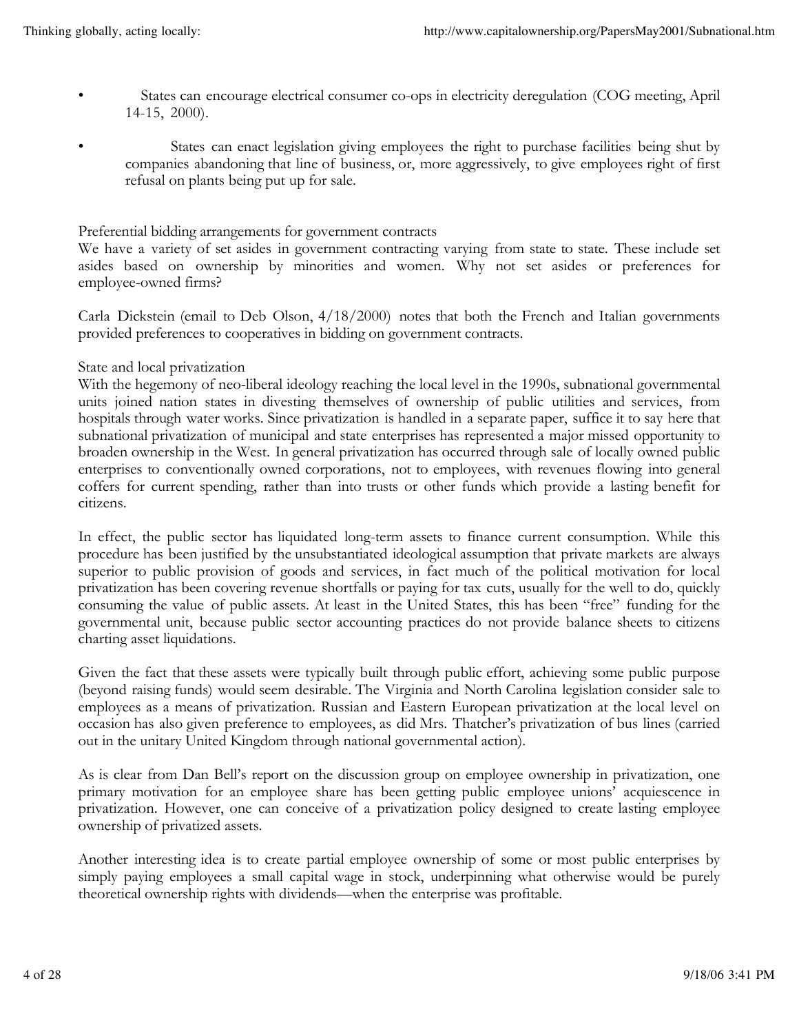- States can encourage electrical consumer co-ops in electricity deregulation (COG meeting, April 14-15, 2000).
- States can enact legislation giving employees the right to purchase facilities being shut by companies abandoning that line of business, or, more aggressively, to give employees right of first refusal on plants being put up for sale.

Preferential bidding arrangements for government contracts

We have a variety of set asides in government contracting varying from state to state. These include set asides based on ownership by minorities and women. Why not set asides or preferences for employee-owned firms?

Carla Dickstein (email to Deb Olson, 4/18/2000) notes that both the French and Italian governments provided preferences to cooperatives in bidding on government contracts.

State and local privatization

With the hegemony of neo-liberal ideology reaching the local level in the 1990s, subnational governmental units joined nation states in divesting themselves of ownership of public utilities and services, from hospitals through water works. Since privatization is handled in a separate paper, suffice it to say here that subnational privatization of municipal and state enterprises has represented a major missed opportunity to broaden ownership in the West. In general privatization has occurred through sale of locally owned public enterprises to conventionally owned corporations, not to employees, with revenues flowing into general coffers for current spending, rather than into trusts or other funds which provide a lasting benefit for citizens.

In effect, the public sector has liquidated long-term assets to finance current consumption. While this procedure has been justified by the unsubstantiated ideological assumption that private markets are always superior to public provision of goods and services, in fact much of the political motivation for local privatization has been covering revenue shortfalls or paying for tax cuts, usually for the well to do, quickly consuming the value of public assets. At least in the United States, this has been "free" funding for the governmental unit, because public sector accounting practices do not provide balance sheets to citizens charting asset liquidations.

Given the fact that these assets were typically built through public effort, achieving some public purpose (beyond raising funds) would seem desirable. The Virginia and North Carolina legislation consider sale to employees as a means of privatization. Russian and Eastern European privatization at the local level on occasion has also given preference to employees, as did Mrs. Thatcher's privatization of bus lines (carried out in the unitary United Kingdom through national governmental action).

As is clear from Dan Bell's report on the discussion group on employee ownership in privatization, one primary motivation for an employee share has been getting public employee unions' acquiescence in privatization. However, one can conceive of a privatization policy designed to create lasting employee ownership of privatized assets.

Another interesting idea is to create partial employee ownership of some or most public enterprises by simply paying employees a small capital wage in stock, underpinning what otherwise would be purely theoretical ownership rights with dividends—when the enterprise was profitable.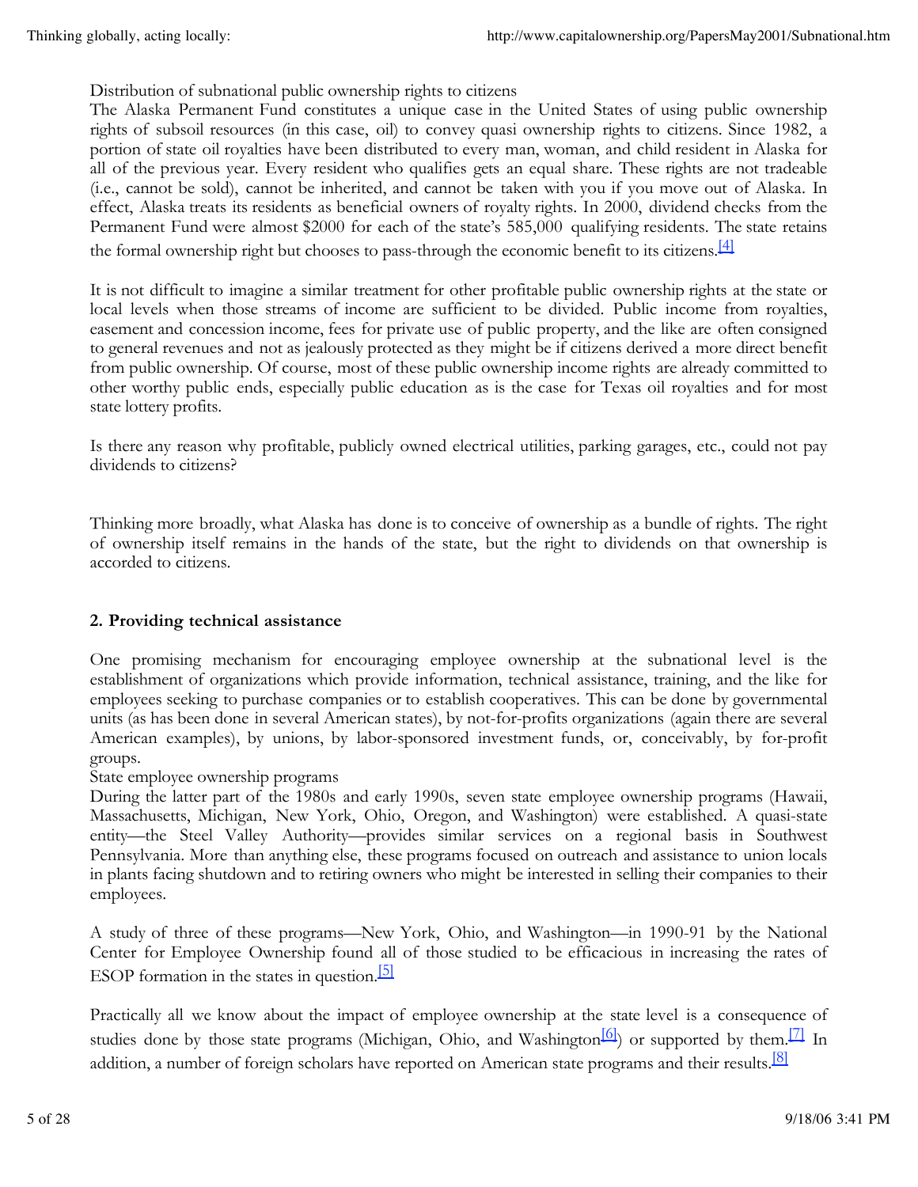Distribution of subnational public ownership rights to citizens

The Alaska Permanent Fund constitutes a unique case in the United States of using public ownership rights of subsoil resources (in this case, oil) to convey quasi ownership rights to citizens. Since 1982, a portion of state oil royalties have been distributed to every man, woman, and child resident in Alaska for all of the previous year. Every resident who qualifies gets an equal share. These rights are not tradeable (i.e., cannot be sold), cannot be inherited, and cannot be taken with you if you move out of Alaska. In effect, Alaska treats its residents as beneficial owners of royalty rights. In 2000, dividend checks from the Permanent Fund were almost $2000 for each of the state's 585,000 qualifying residents. The state retains the formal ownership right but chooses to pass-through the economic benefit to its citizens.[4]

It is not difficult to imagine a similar treatment for other profitable public ownership rights at the state or local levels when those streams of income are sufficient to be divided. Public income from royalties, easement and concession income, fees for private use of public property, and the like are often consigned to general revenues and not as jealously protected as they might be if citizens derived a more direct benefit from public ownership. Of course, most of these public ownership income rights are already committed to other worthy public ends, especially public education as is the case for Texas oil royalties and for most state lottery profits.

Is there any reason why profitable, publicly owned electrical utilities, parking garages, etc., could not pay dividends to citizens?

Thinking more broadly, what Alaska has done is to conceive of ownership as a bundle of rights. The right of ownership itself remains in the hands of the state, but the right to dividends on that ownership is accorded to citizens.

### 2. Providing technical assistance

One promising mechanism for encouraging employee ownership at the subnational level is the establishment of organizations which provide information, technical assistance, training, and the like for employees seeking to purchase companies or to establish cooperatives. This can be done by governmental units (as has been done in several American states), by not-for-profits organizations (again there are several American examples), by unions, by labor-sponsored investment funds, or, conceivably, by for-profit groups.

State employee ownership programs

During the latter part of the 1980s and early 1990s, seven state employee ownership programs (Hawaii, Massachusetts, Michigan, New York, Ohio, Oregon, and Washington) were established. A quasi-state entity—the Steel Valley Authority—provides similar services on a regional basis in Southwest Pennsylvania. More than anything else, these programs focused on outreach and assistance to union locals in plants facing shutdown and to retiring owners who might be interested in selling their companies to their employees.

A study of three of these programs—New York, Ohio, and Washington—in 1990-91 by the National Center for Employee Ownership found all of those studied to be efficacious in increasing the rates of ESOP formation in the states in question.[5]

Practically all we know about the impact of employee ownership at the state level is a consequence of studies done by those state programs (Michigan, Ohio, and Washington[6]) or supported by them.[7] In addition, a number of foreign scholars have reported on American state programs and their results.[8]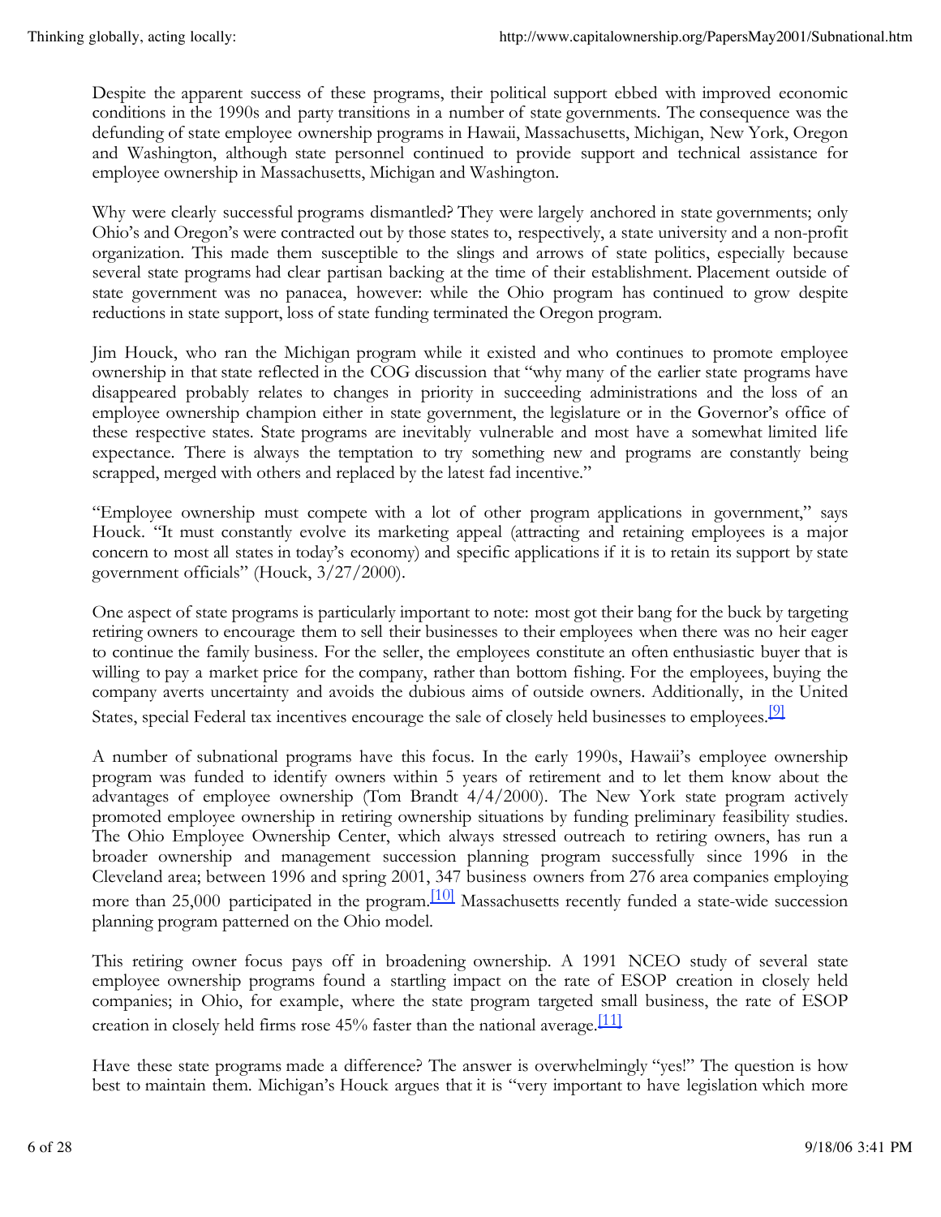Despite the apparent success of these programs, their political support ebbed with improved economic conditions in the 1990s and party transitions in a number of state governments. The consequence was the defunding of state employee ownership programs in Hawaii, Massachusetts, Michigan, New York, Oregon and Washington, although state personnel continued to provide support and technical assistance for employee ownership in Massachusetts, Michigan and Washington.

Why were clearly successful programs dismantled? They were largely anchored in state governments; only Ohio's and Oregon's were contracted out by those states to, respectively, a state university and a non-profit organization. This made them susceptible to the slings and arrows of state politics, especially because several state programs had clear partisan backing at the time of their establishment. Placement outside of state government was no panacea, however: while the Ohio program has continued to grow despite reductions in state support, loss of state funding terminated the Oregon program.

Jim Houck, who ran the Michigan program while it existed and who continues to promote employee ownership in that state reflected in the COG discussion that "why many of the earlier state programs have disappeared probably relates to changes in priority in succeeding administrations and the loss of an employee ownership champion either in state government, the legislature or in the Governor's office of these respective states. State programs are inevitably vulnerable and most have a somewhat limited life expectance. There is always the temptation to try something new and programs are constantly being scrapped, merged with others and replaced by the latest fad incentive."

"Employee ownership must compete with a lot of other program applications in government," says Houck. "It must constantly evolve its marketing appeal (attracting and retaining employees is a major concern to most all states in today's economy) and specific applications if it is to retain its support by state government officials" (Houck, 3/27/2000).

One aspect of state programs is particularly important to note: most got their bang for the buck by targeting retiring owners to encourage them to sell their businesses to their employees when there was no heir eager to continue the family business. For the seller, the employees constitute an often enthusiastic buyer that is willing to pay a market price for the company, rather than bottom fishing. For the employees, buying the company averts uncertainty and avoids the dubious aims of outside owners. Additionally, in the United States, special Federal tax incentives encourage the sale of closely held businesses to employees.[9]

A number of subnational programs have this focus. In the early 1990s, Hawaii's employee ownership program was funded to identify owners within 5 years of retirement and to let them know about the advantages of employee ownership (Tom Brandt 4/4/2000). The New York state program actively promoted employee ownership in retiring ownership situations by funding preliminary feasibility studies. The Ohio Employee Ownership Center, which always stressed outreach to retiring owners, has run a broader ownership and management succession planning program successfully since 1996 in the Cleveland area; between 1996 and spring 2001, 347 business owners from 276 area companies employing more than 25,000 participated in the program.[10] Massachusetts recently funded a state-wide succession planning program patterned on the Ohio model.

This retiring owner focus pays off in broadening ownership. A 1991 NCEO study of several state employee ownership programs found a startling impact on the rate of ESOP creation in closely held companies; in Ohio, for example, where the state program targeted small business, the rate of ESOP creation in closely held firms rose 45% faster than the national average.[11]

Have these state programs made a difference? The answer is overwhelmingly "yes!" The question is how best to maintain them. Michigan's Houck argues that it is "very important to have legislation which more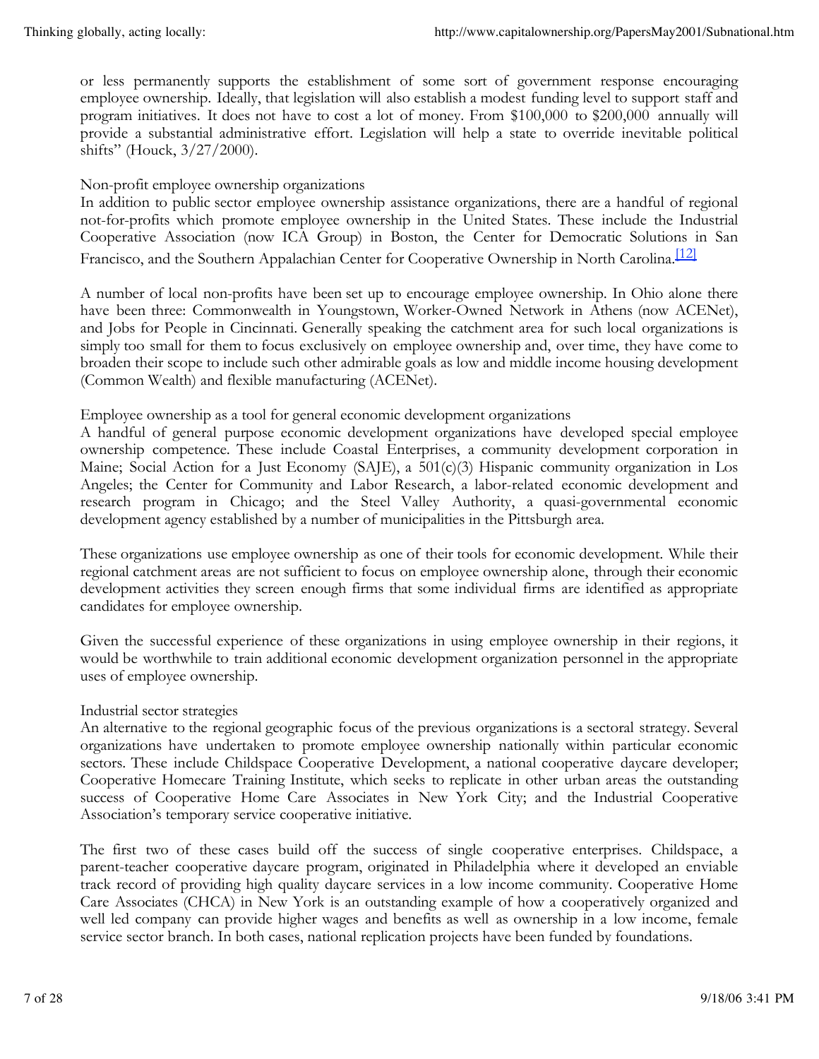or less permanently supports the establishment of some sort of government response encouraging employee ownership. Ideally, that legislation will also establish a modest funding level to support staff and program initiatives. It does not have to cost a lot of money. From $100,000 to $200,000 annually will provide a substantial administrative effort. Legislation will help a state to override inevitable political shifts" (Houck, 3/27/2000).

### Non-profit employee ownership organizations

In addition to public sector employee ownership assistance organizations, there are a handful of regional not-for-profits which promote employee ownership in the United States. These include the Industrial Cooperative Association (now ICA Group) in Boston, the Center for Democratic Solutions in San Francisco, and the Southern Appalachian Center for Cooperative Ownership in North Carolina.[12]

A number of local non-profits have been set up to encourage employee ownership. In Ohio alone there have been three: Commonwealth in Youngstown, Worker-Owned Network in Athens (now ACENet), and Jobs for People in Cincinnati. Generally speaking the catchment area for such local organizations is simply too small for them to focus exclusively on employee ownership and, over time, they have come to broaden their scope to include such other admirable goals as low and middle income housing development (Common Wealth) and flexible manufacturing (ACENet).

### Employee ownership as a tool for general economic development organizations

A handful of general purpose economic development organizations have developed special employee ownership competence. These include Coastal Enterprises, a community development corporation in Maine; Social Action for a Just Economy (SAJE), a 501(c)(3) Hispanic community organization in Los Angeles; the Center for Community and Labor Research, a labor-related economic development and research program in Chicago; and the Steel Valley Authority, a quasi-governmental economic development agency established by a number of municipalities in the Pittsburgh area.

These organizations use employee ownership as one of their tools for economic development. While their regional catchment areas are not sufficient to focus on employee ownership alone, through their economic development activities they screen enough firms that some individual firms are identified as appropriate candidates for employee ownership.

Given the successful experience of these organizations in using employee ownership in their regions, it would be worthwhile to train additional economic development organization personnel in the appropriate uses of employee ownership.

### Industrial sector strategies

An alternative to the regional geographic focus of the previous organizations is a sectoral strategy. Several organizations have undertaken to promote employee ownership nationally within particular economic sectors. These include Childspace Cooperative Development, a national cooperative daycare developer; Cooperative Homecare Training Institute, which seeks to replicate in other urban areas the outstanding success of Cooperative Home Care Associates in New York City; and the Industrial Cooperative Association's temporary service cooperative initiative.

The first two of these cases build off the success of single cooperative enterprises. Childspace, a parent-teacher cooperative daycare program, originated in Philadelphia where it developed an enviable track record of providing high quality daycare services in a low income community. Cooperative Home Care Associates (CHCA) in New York is an outstanding example of how a cooperatively organized and well led company can provide higher wages and benefits as well as ownership in a low income, female service sector branch. In both cases, national replication projects have been funded by foundations.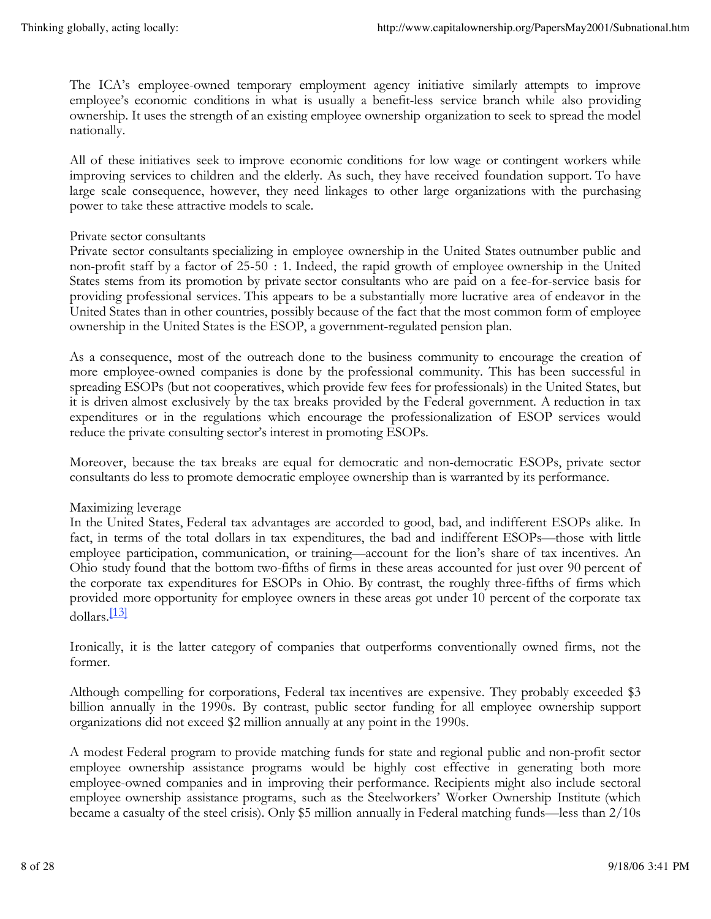The ICA's employee-owned temporary employment agency initiative similarly attempts to improve employee's economic conditions in what is usually a benefit-less service branch while also providing ownership. It uses the strength of an existing employee ownership organization to seek to spread the model nationally.

All of these initiatives seek to improve economic conditions for low wage or contingent workers while improving services to children and the elderly. As such, they have received foundation support. To have large scale consequence, however, they need linkages to other large organizations with the purchasing power to take these attractive models to scale.

Private sector consultants

Private sector consultants specializing in employee ownership in the United States outnumber public and non-profit staff by a factor of 25-50 : 1. Indeed, the rapid growth of employee ownership in the United States stems from its promotion by private sector consultants who are paid on a fee-for-service basis for providing professional services. This appears to be a substantially more lucrative area of endeavor in the United States than in other countries, possibly because of the fact that the most common form of employee ownership in the United States is the ESOP, a government-regulated pension plan.

As a consequence, most of the outreach done to the business community to encourage the creation of more employee-owned companies is done by the professional community. This has been successful in spreading ESOPs (but not cooperatives, which provide few fees for professionals) in the United States, but it is driven almost exclusively by the tax breaks provided by the Federal government. A reduction in tax expenditures or in the regulations which encourage the professionalization of ESOP services would reduce the private consulting sector's interest in promoting ESOPs.

Moreover, because the tax breaks are equal for democratic and non-democratic ESOPs, private sector consultants do less to promote democratic employee ownership than is warranted by its performance.

Maximizing leverage

In the United States, Federal tax advantages are accorded to good, bad, and indifferent ESOPs alike. In fact, in terms of the total dollars in tax expenditures, the bad and indifferent ESOPs—those with little employee participation, communication, or training—account for the lion's share of tax incentives. An Ohio study found that the bottom two-fifths of firms in these areas accounted for just over 90 percent of the corporate tax expenditures for ESOPs in Ohio. By contrast, the roughly three-fifths of firms which provided more opportunity for employee owners in these areas got under 10 percent of the corporate tax dollars.[13]

Ironically, it is the latter category of companies that outperforms conventionally owned firms, not the former.

Although compelling for corporations, Federal tax incentives are expensive. They probably exceeded $3 billion annually in the 1990s. By contrast, public sector funding for all employee ownership support organizations did not exceed $2 million annually at any point in the 1990s.

A modest Federal program to provide matching funds for state and regional public and non-profit sector employee ownership assistance programs would be highly cost effective in generating both more employee-owned companies and in improving their performance. Recipients might also include sectoral employee ownership assistance programs, such as the Steelworkers' Worker Ownership Institute (which became a casualty of the steel crisis). Only $5 million annually in Federal matching funds—less than 2/10s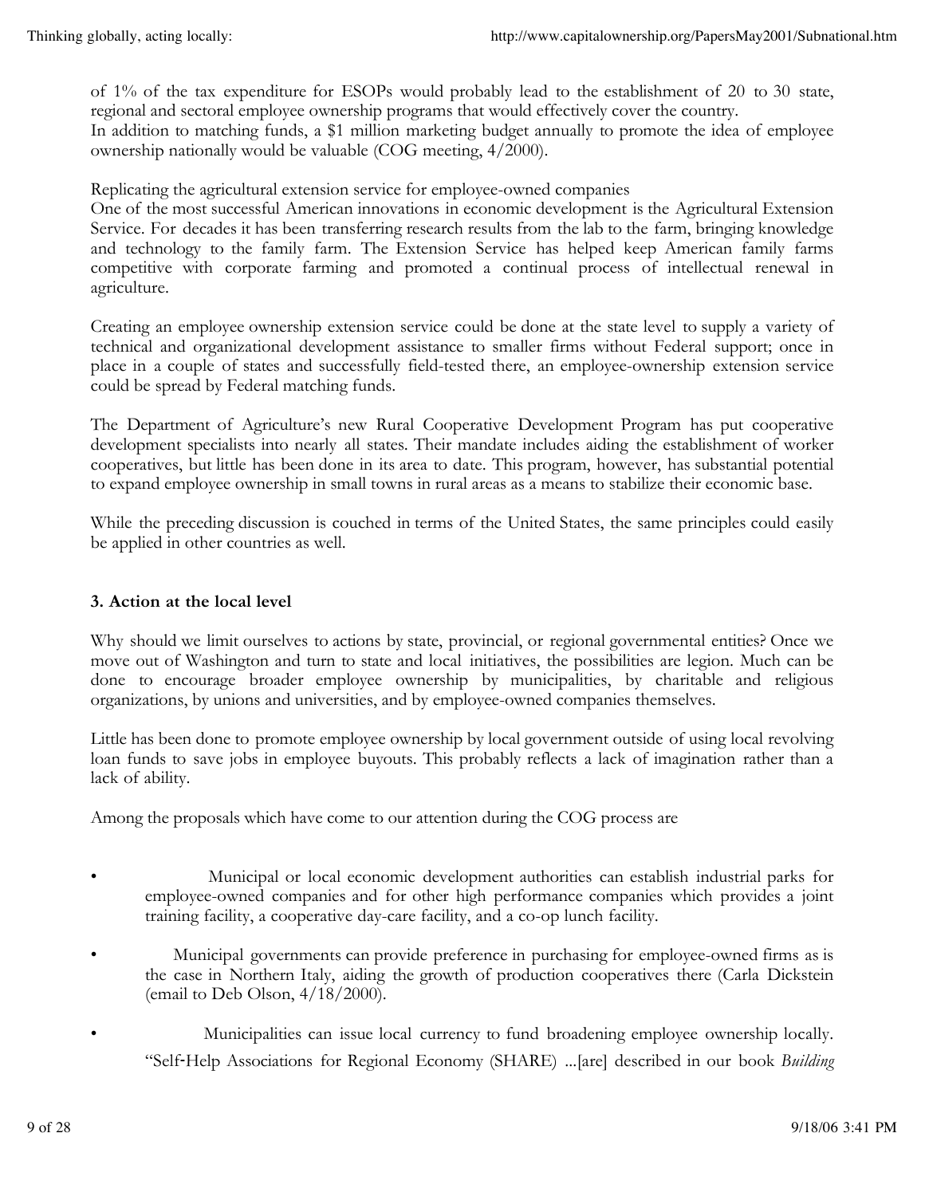of 1% of the tax expenditure for ESOPs would probably lead to the establishment of 20 to 30 state, regional and sectoral employee ownership programs that would effectively cover the country.

In addition to matching funds, a $1 million marketing budget annually to promote the idea of employee ownership nationally would be valuable (COG meeting, 4/2000).

Replicating the agricultural extension service for employee-owned companies

One of the most successful American innovations in economic development is the Agricultural Extension Service. For decades it has been transferring research results from the lab to the farm, bringing knowledge and technology to the family farm. The Extension Service has helped keep American family farms competitive with corporate farming and promoted a continual process of intellectual renewal in agriculture.

Creating an employee ownership extension service could be done at the state level to supply a variety of technical and organizational development assistance to smaller firms without Federal support; once in place in a couple of states and successfully field-tested there, an employee-ownership extension service could be spread by Federal matching funds.

The Department of Agriculture's new Rural Cooperative Development Program has put cooperative development specialists into nearly all states. Their mandate includes aiding the establishment of worker cooperatives, but little has been done in its area to date. This program, however, has substantial potential to expand employee ownership in small towns in rural areas as a means to stabilize their economic base.

While the preceding discussion is couched in terms of the United States, the same principles could easily be applied in other countries as well.

### 3. Action at the local level

Why should we limit ourselves to actions by state, provincial, or regional governmental entities? Once we move out of Washington and turn to state and local initiatives, the possibilities are legion. Much can be done to encourage broader employee ownership by municipalities, by charitable and religious organizations, by unions and universities, and by employee-owned companies themselves.

Little has been done to promote employee ownership by local government outside of using local revolving loan funds to save jobs in employee buyouts. This probably reflects a lack of imagination rather than a lack of ability.

Among the proposals which have come to our attention during the COG process are

- Municipal or local economic development authorities can establish industrial parks for employee-owned companies and for other high performance companies which provides a joint training facility, a cooperative day-care facility, and a co-op lunch facility.
- Municipal governments can provide preference in purchasing for employee-owned firms as is the case in Northern Italy, aiding the growth of production cooperatives there (Carla Dickstein (email to Deb Olson, 4/18/2000).
- Municipalities can issue local currency to fund broadening employee ownership locally. "Self-Help Associations for Regional Economy (SHARE) ...[are] described in our book *Building*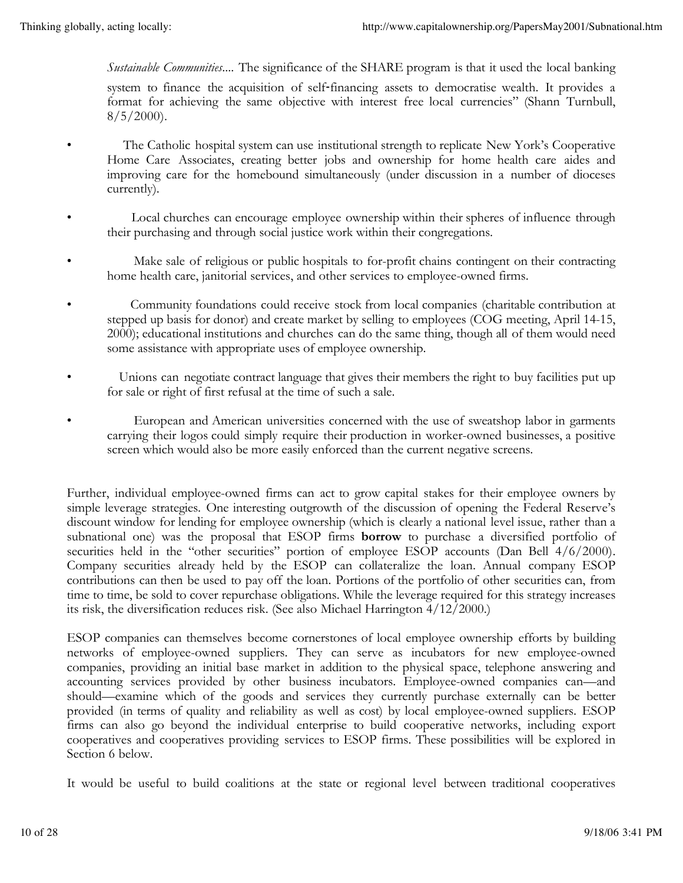*Sustainable Communities*.... The significance of the SHARE program is that it used the local banking system to finance the acquisition of self-financing assets to democratise wealth. It provides a format for achieving the same objective with interest free local currencies" (Shann Turnbull, 8/5/2000).

- The Catholic hospital system can use institutional strength to replicate New York's Cooperative Home Care Associates, creating better jobs and ownership for home health care aides and improving care for the homebound simultaneously (under discussion in a number of dioceses currently).
- Local churches can encourage employee ownership within their spheres of influence through their purchasing and through social justice work within their congregations.
- Make sale of religious or public hospitals to for-profit chains contingent on their contracting home health care, janitorial services, and other services to employee-owned firms.
- Community foundations could receive stock from local companies (charitable contribution at stepped up basis for donor) and create market by selling to employees (COG meeting, April 14-15, 2000); educational institutions and churches can do the same thing, though all of them would need some assistance with appropriate uses of employee ownership.
- Unions can negotiate contract language that gives their members the right to buy facilities put up for sale or right of first refusal at the time of such a sale.
- European and American universities concerned with the use of sweatshop labor in garments carrying their logos could simply require their production in worker-owned businesses, a positive screen which would also be more easily enforced than the current negative screens.

Further, individual employee-owned firms can act to grow capital stakes for their employee owners by simple leverage strategies. One interesting outgrowth of the discussion of opening the Federal Reserve's discount window for lending for employee ownership (which is clearly a national level issue, rather than a subnational one) was the proposal that ESOP firms **borrow** to purchase a diversified portfolio of securities held in the "other securities" portion of employee ESOP accounts (Dan Bell 4/6/2000). Company securities already held by the ESOP can collateralize the loan. Annual company ESOP contributions can then be used to pay off the loan. Portions of the portfolio of other securities can, from time to time, be sold to cover repurchase obligations. While the leverage required for this strategy increases its risk, the diversification reduces risk. (See also Michael Harrington 4/12/2000.)

ESOP companies can themselves become cornerstones of local employee ownership efforts by building networks of employee-owned suppliers. They can serve as incubators for new employee-owned companies, providing an initial base market in addition to the physical space, telephone answering and accounting services provided by other business incubators. Employee-owned companies can—and should—examine which of the goods and services they currently purchase externally can be better provided (in terms of quality and reliability as well as cost) by local employee-owned suppliers. ESOP firms can also go beyond the individual enterprise to build cooperative networks, including export cooperatives and cooperatives providing services to ESOP firms. These possibilities will be explored in Section 6 below.

It would be useful to build coalitions at the state or regional level between traditional cooperatives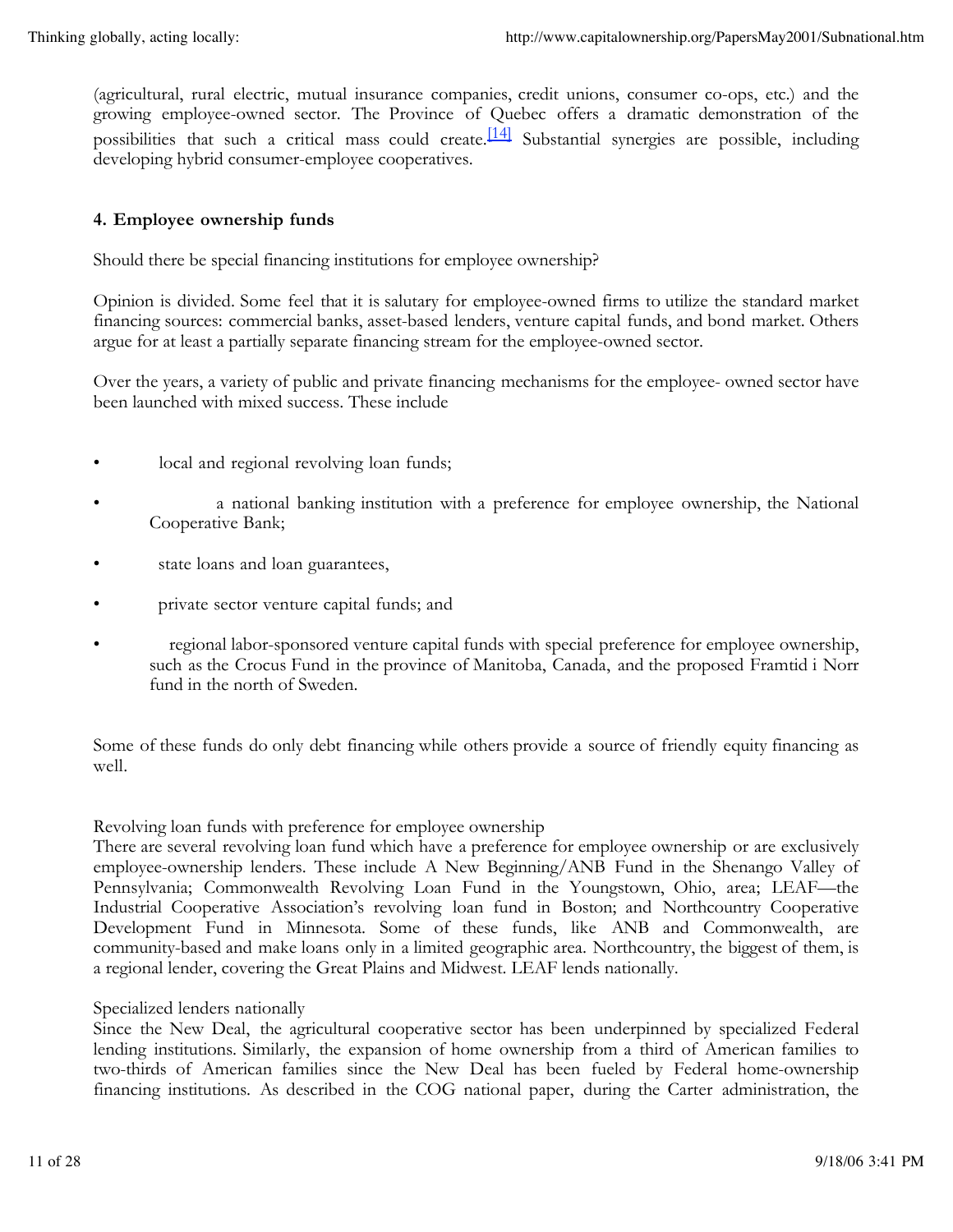(agricultural, rural electric, mutual insurance companies, credit unions, consumer co-ops, etc.) and the growing employee-owned sector. The Province of Quebec offers a dramatic demonstration of the possibilities that such a critical mass could create.[14] Substantial synergies are possible, including developing hybrid consumer-employee cooperatives.

### 4. Employee ownership funds

Should there be special financing institutions for employee ownership?

Opinion is divided. Some feel that it is salutary for employee-owned firms to utilize the standard market financing sources: commercial banks, asset-based lenders, venture capital funds, and bond market. Others argue for at least a partially separate financing stream for the employee-owned sector.

Over the years, a variety of public and private financing mechanisms for the employee- owned sector have been launched with mixed success. These include

- local and regional revolving loan funds;
- a national banking institution with a preference for employee ownership, the National Cooperative Bank;
- state loans and loan guarantees,
- private sector venture capital funds; and
- regional labor-sponsored venture capital funds with special preference for employee ownership, such as the Crocus Fund in the province of Manitoba, Canada, and the proposed Framtid i Norr fund in the north of Sweden.

Some of these funds do only debt financing while others provide a source of friendly equity financing as well.

Revolving loan funds with preference for employee ownership

There are several revolving loan fund which have a preference for employee ownership or are exclusively employee-ownership lenders. These include A New Beginning/ANB Fund in the Shenango Valley of Pennsylvania; Commonwealth Revolving Loan Fund in the Youngstown, Ohio, area; LEAF—the Industrial Cooperative Association's revolving loan fund in Boston; and Northcountry Cooperative Development Fund in Minnesota. Some of these funds, like ANB and Commonwealth, are community-based and make loans only in a limited geographic area. Northcountry, the biggest of them, is a regional lender, covering the Great Plains and Midwest. LEAF lends nationally.

Specialized lenders nationally

Since the New Deal, the agricultural cooperative sector has been underpinned by specialized Federal lending institutions. Similarly, the expansion of home ownership from a third of American families to two-thirds of American families since the New Deal has been fueled by Federal home-ownership financing institutions. As described in the COG national paper, during the Carter administration, the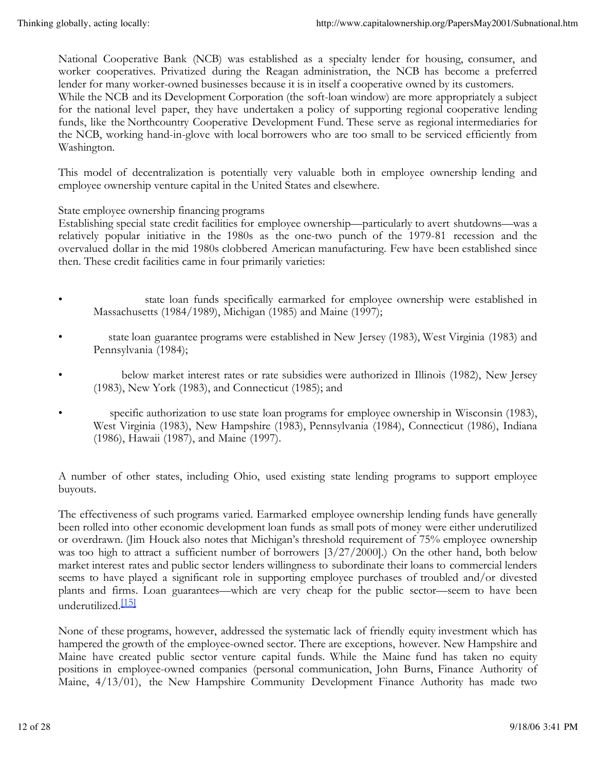National Cooperative Bank (NCB) was established as a specialty lender for housing, consumer, and worker cooperatives. Privatized during the Reagan administration, the NCB has become a preferred lender for many worker-owned businesses because it is in itself a cooperative owned by its customers.
While the NCB and its Development Corporation (the soft-loan window) are more appropriately a subject for the national level paper, they have undertaken a policy of supporting regional cooperative lending funds, like the Northcountry Cooperative Development Fund. These serve as regional intermediaries for the NCB, working hand-in-glove with local borrowers who are too small to be serviced efficiently from Washington.

This model of decentralization is potentially very valuable both in employee ownership lending and employee ownership venture capital in the United States and elsewhere.

State employee ownership financing programs
Establishing special state credit facilities for employee ownership—particularly to avert shutdowns—was a relatively popular initiative in the 1980s as the one-two punch of the 1979-81 recession and the overvalued dollar in the mid 1980s clobbered American manufacturing. Few have been established since then. These credit facilities came in four primarily varieties:

- state loan funds specifically earmarked for employee ownership were established in Massachusetts (1984/1989), Michigan (1985) and Maine (1997);
- state loan guarantee programs were established in New Jersey (1983), West Virginia (1983) and Pennsylvania (1984);
- below market interest rates or rate subsidies were authorized in Illinois (1982), New Jersey (1983), New York (1983), and Connecticut (1985); and
- specific authorization to use state loan programs for employee ownership in Wisconsin (1983), West Virginia (1983), New Hampshire (1983), Pennsylvania (1984), Connecticut (1986), Indiana (1986), Hawaii (1987), and Maine (1997).

A number of other states, including Ohio, used existing state lending programs to support employee buyouts.

The effectiveness of such programs varied. Earmarked employee ownership lending funds have generally been rolled into other economic development loan funds as small pots of money were either underutilized or overdrawn. (Jim Houck also notes that Michigan's threshold requirement of 75% employee ownership was too high to attract a sufficient number of borrowers [3/27/2000].) On the other hand, both below market interest rates and public sector lenders willingness to subordinate their loans to commercial lenders seems to have played a significant role in supporting employee purchases of troubled and/or divested plants and firms. Loan guarantees—which are very cheap for the public sector—seem to have been underutilized.[15]

None of these programs, however, addressed the systematic lack of friendly equity investment which has hampered the growth of the employee-owned sector. There are exceptions, however. New Hampshire and Maine have created public sector venture capital funds. While the Maine fund has taken no equity positions in employee-owned companies (personal communication, John Burns, Finance Authority of Maine, 4/13/01), the New Hampshire Community Development Finance Authority has made two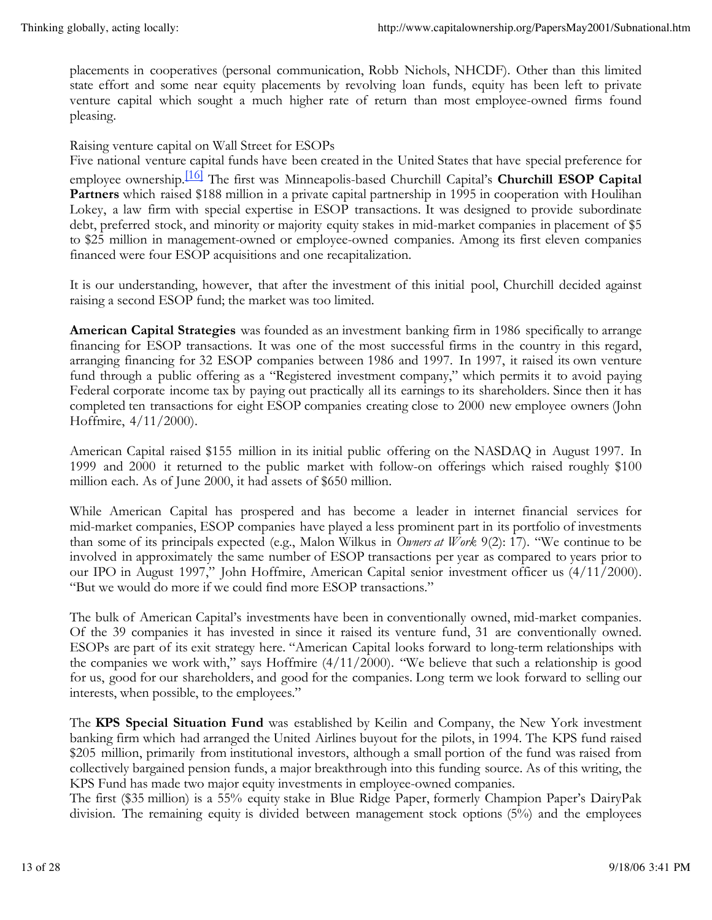placements in cooperatives (personal communication, Robb Nichols, NHCDF). Other than this limited state effort and some near equity placements by revolving loan funds, equity has been left to private venture capital which sought a much higher rate of return than most employee-owned firms found pleasing.

Raising venture capital on Wall Street for ESOPs

Five national venture capital funds have been created in the United States that have special preference for employee ownership.[16] The first was Minneapolis-based Churchill Capital's **Churchill ESOP Capital Partners** which raised $188 million in a private capital partnership in 1995 in cooperation with Houlihan Lokey, a law firm with special expertise in ESOP transactions. It was designed to provide subordinate debt, preferred stock, and minority or majority equity stakes in mid-market companies in placement of $5 to $25 million in management-owned or employee-owned companies. Among its first eleven companies financed were four ESOP acquisitions and one recapitalization.

It is our understanding, however, that after the investment of this initial pool, Churchill decided against raising a second ESOP fund; the market was too limited.

**American Capital Strategies** was founded as an investment banking firm in 1986 specifically to arrange financing for ESOP transactions. It was one of the most successful firms in the country in this regard, arranging financing for 32 ESOP companies between 1986 and 1997. In 1997, it raised its own venture fund through a public offering as a "Registered investment company," which permits it to avoid paying Federal corporate income tax by paying out practically all its earnings to its shareholders. Since then it has completed ten transactions for eight ESOP companies creating close to 2000 new employee owners (John Hoffmire, 4/11/2000).

American Capital raised $155 million in its initial public offering on the NASDAQ in August 1997. In 1999 and 2000 it returned to the public market with follow-on offerings which raised roughly $100 million each. As of June 2000, it had assets of $650 million.

While American Capital has prospered and has become a leader in internet financial services for mid-market companies, ESOP companies have played a less prominent part in its portfolio of investments than some of its principals expected (e.g., Malon Wilkus in *Owners at Work* 9(2): 17). "We continue to be involved in approximately the same number of ESOP transactions per year as compared to years prior to our IPO in August 1997," John Hoffmire, American Capital senior investment officer us (4/11/2000). "But we would do more if we could find more ESOP transactions."

The bulk of American Capital's investments have been in conventionally owned, mid-market companies. Of the 39 companies it has invested in since it raised its venture fund, 31 are conventionally owned. ESOPs are part of its exit strategy here. "American Capital looks forward to long-term relationships with the companies we work with," says Hoffmire (4/11/2000). "We believe that such a relationship is good for us, good for our shareholders, and good for the companies. Long term we look forward to selling our interests, when possible, to the employees."

The **KPS Special Situation Fund** was established by Keilin and Company, the New York investment banking firm which had arranged the United Airlines buyout for the pilots, in 1994. The KPS fund raised $205 million, primarily from institutional investors, although a small portion of the fund was raised from collectively bargained pension funds, a major breakthrough into this funding source. As of this writing, the KPS Fund has made two major equity investments in employee-owned companies.

The first ($35 million) is a 55% equity stake in Blue Ridge Paper, formerly Champion Paper's DairyPak division. The remaining equity is divided between management stock options (5%) and the employees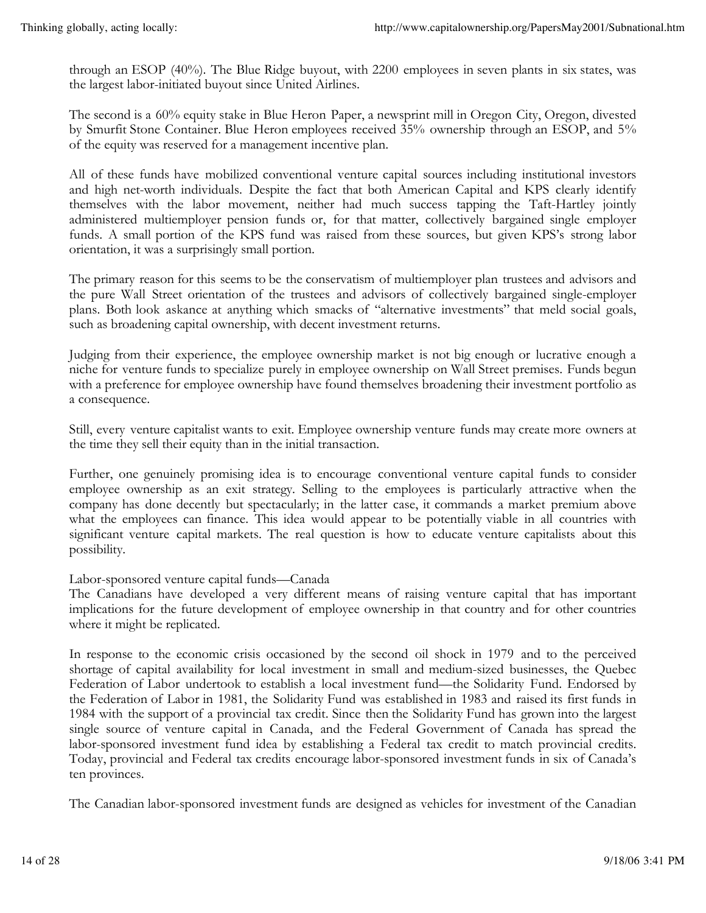through an ESOP (40%). The Blue Ridge buyout, with 2200 employees in seven plants in six states, was the largest labor-initiated buyout since United Airlines.

The second is a 60% equity stake in Blue Heron Paper, a newsprint mill in Oregon City, Oregon, divested by Smurfit Stone Container. Blue Heron employees received 35% ownership through an ESOP, and 5% of the equity was reserved for a management incentive plan.

All of these funds have mobilized conventional venture capital sources including institutional investors and high net-worth individuals. Despite the fact that both American Capital and KPS clearly identify themselves with the labor movement, neither had much success tapping the Taft-Hartley jointly administered multiemployer pension funds or, for that matter, collectively bargained single employer funds. A small portion of the KPS fund was raised from these sources, but given KPS's strong labor orientation, it was a surprisingly small portion.

The primary reason for this seems to be the conservatism of multiemployer plan trustees and advisors and the pure Wall Street orientation of the trustees and advisors of collectively bargained single-employer plans. Both look askance at anything which smacks of "alternative investments" that meld social goals, such as broadening capital ownership, with decent investment returns.

Judging from their experience, the employee ownership market is not big enough or lucrative enough a niche for venture funds to specialize purely in employee ownership on Wall Street premises. Funds begun with a preference for employee ownership have found themselves broadening their investment portfolio as a consequence.

Still, every venture capitalist wants to exit. Employee ownership venture funds may create more owners at the time they sell their equity than in the initial transaction.

Further, one genuinely promising idea is to encourage conventional venture capital funds to consider employee ownership as an exit strategy. Selling to the employees is particularly attractive when the company has done decently but spectacularly; in the latter case, it commands a market premium above what the employees can finance. This idea would appear to be potentially viable in all countries with significant venture capital markets. The real question is how to educate venture capitalists about this possibility.

Labor-sponsored venture capital funds—Canada

The Canadians have developed a very different means of raising venture capital that has important implications for the future development of employee ownership in that country and for other countries where it might be replicated.

In response to the economic crisis occasioned by the second oil shock in 1979 and to the perceived shortage of capital availability for local investment in small and medium-sized businesses, the Quebec Federation of Labor undertook to establish a local investment fund—the Solidarity Fund. Endorsed by the Federation of Labor in 1981, the Solidarity Fund was established in 1983 and raised its first funds in 1984 with the support of a provincial tax credit. Since then the Solidarity Fund has grown into the largest single source of venture capital in Canada, and the Federal Government of Canada has spread the labor-sponsored investment fund idea by establishing a Federal tax credit to match provincial credits. Today, provincial and Federal tax credits encourage labor-sponsored investment funds in six of Canada's ten provinces.

The Canadian labor-sponsored investment funds are designed as vehicles for investment of the Canadian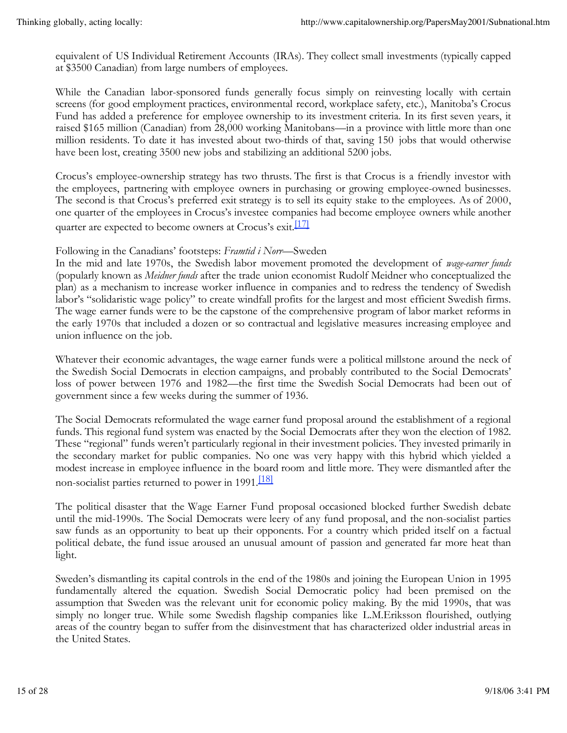equivalent of US Individual Retirement Accounts (IRAs). They collect small investments (typically capped at $3500 Canadian) from large numbers of employees.

While the Canadian labor-sponsored funds generally focus simply on reinvesting locally with certain screens (for good employment practices, environmental record, workplace safety, etc.), Manitoba's Crocus Fund has added a preference for employee ownership to its investment criteria. In its first seven years, it raised $165 million (Canadian) from 28,000 working Manitobans—in a province with little more than one million residents. To date it has invested about two-thirds of that, saving 150 jobs that would otherwise have been lost, creating 3500 new jobs and stabilizing an additional 5200 jobs.

Crocus's employee-ownership strategy has two thrusts. The first is that Crocus is a friendly investor with the employees, partnering with employee owners in purchasing or growing employee-owned businesses. The second is that Crocus's preferred exit strategy is to sell its equity stake to the employees. As of 2000, one quarter of the employees in Crocus's investee companies had become employee owners while another quarter are expected to become owners at Crocus's exit.[17]

Following in the Canadians' footsteps: *Framtid i Norr*—Sweden

In the mid and late 1970s, the Swedish labor movement promoted the development of *wage-earner funds* (popularly known as *Meidner funds* after the trade union economist Rudolf Meidner who conceptualized the plan) as a mechanism to increase worker influence in companies and to redress the tendency of Swedish labor's "solidaristic wage policy" to create windfall profits for the largest and most efficient Swedish firms. The wage earner funds were to be the capstone of the comprehensive program of labor market reforms in the early 1970s that included a dozen or so contractual and legislative measures increasing employee and union influence on the job.

Whatever their economic advantages, the wage earner funds were a political millstone around the neck of the Swedish Social Democrats in election campaigns, and probably contributed to the Social Democrats' loss of power between 1976 and 1982—the first time the Swedish Social Democrats had been out of government since a few weeks during the summer of 1936.

The Social Democrats reformulated the wage earner fund proposal around the establishment of a regional funds. This regional fund system was enacted by the Social Democrats after they won the election of 1982. These "regional" funds weren't particularly regional in their investment policies. They invested primarily in the secondary market for public companies. No one was very happy with this hybrid which yielded a modest increase in employee influence in the board room and little more. They were dismantled after the non-socialist parties returned to power in 1991.[18]

The political disaster that the Wage Earner Fund proposal occasioned blocked further Swedish debate until the mid-1990s. The Social Democrats were leery of any fund proposal, and the non-socialist parties saw funds as an opportunity to beat up their opponents. For a country which prided itself on a factual political debate, the fund issue aroused an unusual amount of passion and generated far more heat than light.

Sweden's dismantling its capital controls in the end of the 1980s and joining the European Union in 1995 fundamentally altered the equation. Swedish Social Democratic policy had been premised on the assumption that Sweden was the relevant unit for economic policy making. By the mid 1990s, that was simply no longer true. While some Swedish flagship companies like L.M.Eriksson flourished, outlying areas of the country began to suffer from the disinvestment that has characterized older industrial areas in the United States.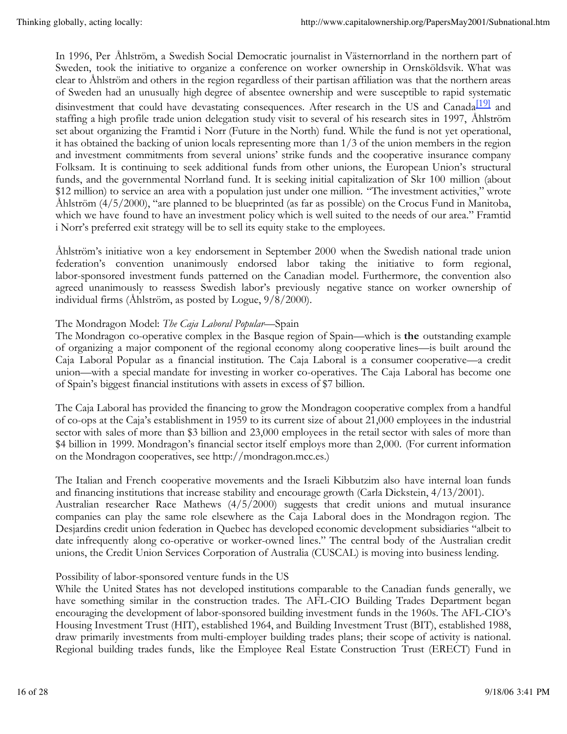In 1996, Per Åhlström, a Swedish Social Democratic journalist in Västernorrland in the northern part of Sweden, took the initiative to organize a conference on worker ownership in Ornsköldsvik. What was clear to Åhlström and others in the region regardless of their partisan affiliation was that the northern areas of Sweden had an unusually high degree of absentee ownership and were susceptible to rapid systematic disinvestment that could have devastating consequences. After research in the US and Canada[19] and staffing a high profile trade union delegation study visit to several of his research sites in 1997, Åhlström set about organizing the Framtid i Norr (Future in the North) fund. While the fund is not yet operational, it has obtained the backing of union locals representing more than 1/3 of the union members in the region and investment commitments from several unions' strike funds and the cooperative insurance company Folksam. It is continuing to seek additional funds from other unions, the European Union's structural funds, and the governmental Norrland fund. It is seeking initial capitalization of Skr 100 million (about $12 million) to service an area with a population just under one million. "The investment activities," wrote Åhlström (4/5/2000), "are planned to be blueprinted (as far as possible) on the Crocus Fund in Manitoba, which we have found to have an investment policy which is well suited to the needs of our area." Framtid i Norr's preferred exit strategy will be to sell its equity stake to the employees.

Åhlström's initiative won a key endorsement in September 2000 when the Swedish national trade union federation's convention unanimously endorsed labor taking the initiative to form regional, labor-sponsored investment funds patterned on the Canadian model. Furthermore, the convention also agreed unanimously to reassess Swedish labor's previously negative stance on worker ownership of individual firms (Åhlström, as posted by Logue, 9/8/2000).

The Mondragon Model: *The Caja Laboral Popular*—Spain

The Mondragon co-operative complex in the Basque region of Spain—which is **the** outstanding example of organizing a major component of the regional economy along cooperative lines—is built around the Caja Laboral Popular as a financial institution. The Caja Laboral is a consumer cooperative—a credit union—with a special mandate for investing in worker co-operatives. The Caja Laboral has become one of Spain's biggest financial institutions with assets in excess of $7 billion.

The Caja Laboral has provided the financing to grow the Mondragon cooperative complex from a handful of co-ops at the Caja's establishment in 1959 to its current size of about 21,000 employees in the industrial sector with sales of more than $3 billion and 23,000 employees in the retail sector with sales of more than $4 billion in 1999. Mondragon's financial sector itself employs more than 2,000. (For current information on the Mondragon cooperatives, see http://mondragon.mcc.es.)

The Italian and French cooperative movements and the Israeli Kibbutzim also have internal loan funds and financing institutions that increase stability and encourage growth (Carla Dickstein, 4/13/2001). Australian researcher Race Mathews (4/5/2000) suggests that credit unions and mutual insurance companies can play the same role elsewhere as the Caja Laboral does in the Mondragon region. The Desjardins credit union federation in Quebec has developed economic development subsidiaries "albeit to date infrequently along co-operative or worker-owned lines." The central body of the Australian credit unions, the Credit Union Services Corporation of Australia (CUSCAL) is moving into business lending.

Possibility of labor-sponsored venture funds in the US

While the United States has not developed institutions comparable to the Canadian funds generally, we have something similar in the construction trades. The AFL-CIO Building Trades Department began encouraging the development of labor-sponsored building investment funds in the 1960s. The AFL-CIO's Housing Investment Trust (HIT), established 1964, and Building Investment Trust (BIT), established 1988, draw primarily investments from multi-employer building trades plans; their scope of activity is national. Regional building trades funds, like the Employee Real Estate Construction Trust (ERECT) Fund in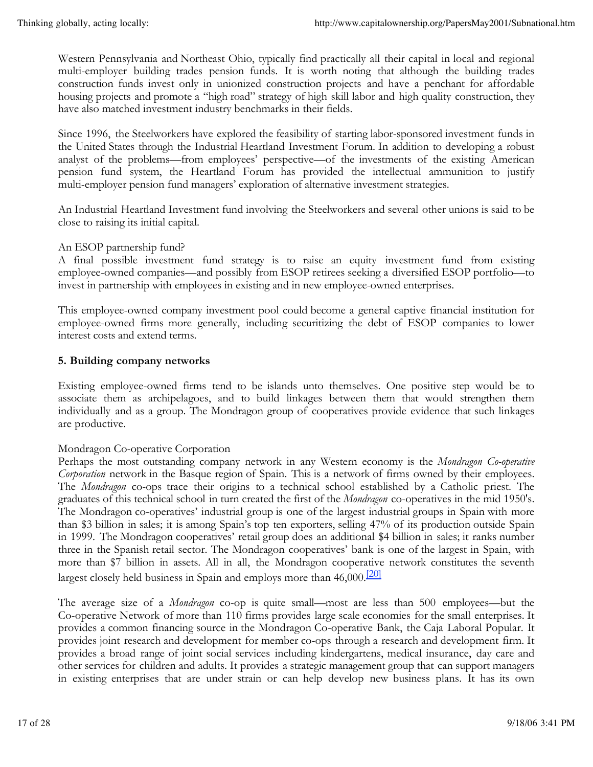Western Pennsylvania and Northeast Ohio, typically find practically all their capital in local and regional multi-employer building trades pension funds. It is worth noting that although the building trades construction funds invest only in unionized construction projects and have a penchant for affordable housing projects and promote a "high road" strategy of high skill labor and high quality construction, they have also matched investment industry benchmarks in their fields.

Since 1996, the Steelworkers have explored the feasibility of starting labor-sponsored investment funds in the United States through the Industrial Heartland Investment Forum. In addition to developing a robust analyst of the problems—from employees' perspective—of the investments of the existing American pension fund system, the Heartland Forum has provided the intellectual ammunition to justify multi-employer pension fund managers' exploration of alternative investment strategies.

An Industrial Heartland Investment fund involving the Steelworkers and several other unions is said to be close to raising its initial capital.

An ESOP partnership fund?

A final possible investment fund strategy is to raise an equity investment fund from existing employee-owned companies—and possibly from ESOP retirees seeking a diversified ESOP portfolio—to invest in partnership with employees in existing and in new employee-owned enterprises.

This employee-owned company investment pool could become a general captive financial institution for employee-owned firms more generally, including securitizing the debt of ESOP companies to lower interest costs and extend terms.

**5. Building company networks**

Existing employee-owned firms tend to be islands unto themselves. One positive step would be to associate them as archipelagoes, and to build linkages between them that would strengthen them individually and as a group. The Mondragon group of cooperatives provide evidence that such linkages are productive.

Mondragon Co-operative Corporation

Perhaps the most outstanding company network in any Western economy is the *Mondragon Co-operative Corporation* network in the Basque region of Spain. This is a network of firms owned by their employees. The *Mondragon* co-ops trace their origins to a technical school established by a Catholic priest. The graduates of this technical school in turn created the first of the *Mondragon* co-operatives in the mid 1950's. The Mondragon co-operatives' industrial group is one of the largest industrial groups in Spain with more than $3 billion in sales; it is among Spain's top ten exporters, selling 47% of its production outside Spain in 1999. The Mondragon cooperatives' retail group does an additional $4 billion in sales; it ranks number three in the Spanish retail sector. The Mondragon cooperatives' bank is one of the largest in Spain, with more than $7 billion in assets. All in all, the Mondragon cooperative network constitutes the seventh largest closely held business in Spain and employs more than 46,000.[20]

The average size of a *Mondragon* co-op is quite small—most are less than 500 employees—but the Co-operative Network of more than 110 firms provides large scale economies for the small enterprises. It provides a common financing source in the Mondragon Co-operative Bank, the Caja Laboral Popular. It provides joint research and development for member co-ops through a research and development firm. It provides a broad range of joint social services including kindergartens, medical insurance, day care and other services for children and adults. It provides a strategic management group that can support managers in existing enterprises that are under strain or can help develop new business plans. It has its own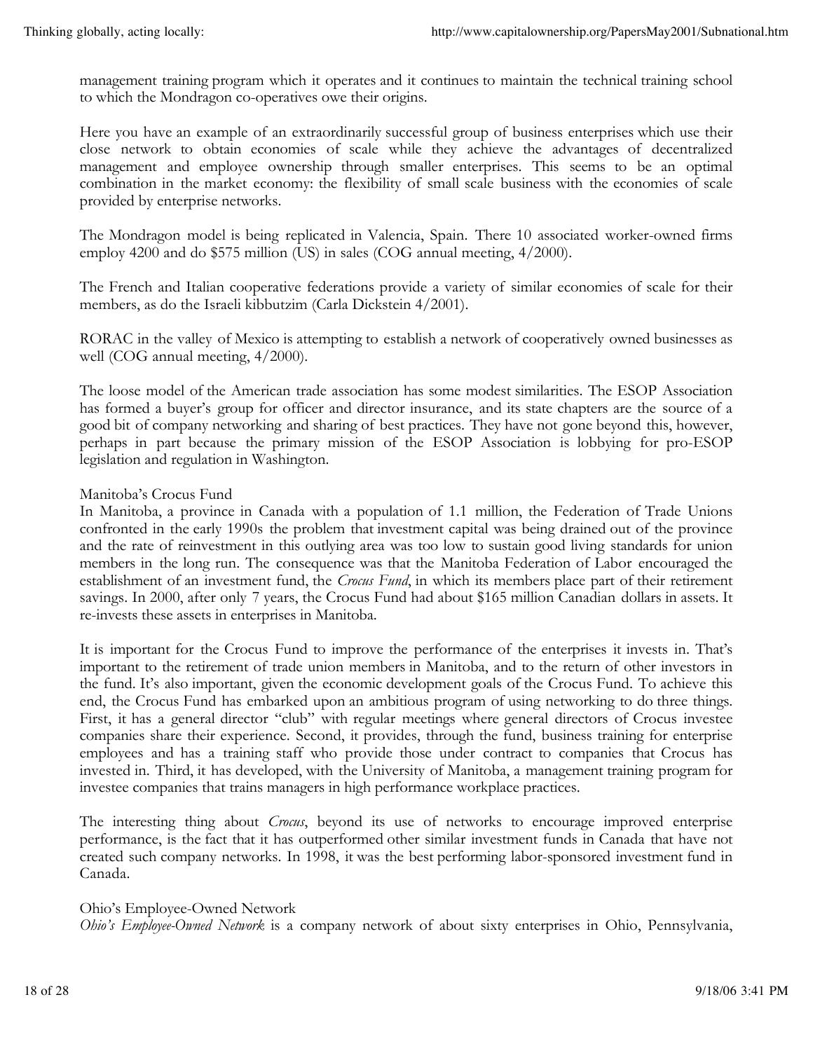management training program which it operates and it continues to maintain the technical training school to which the Mondragon co-operatives owe their origins.

Here you have an example of an extraordinarily successful group of business enterprises which use their close network to obtain economies of scale while they achieve the advantages of decentralized management and employee ownership through smaller enterprises. This seems to be an optimal combination in the market economy: the flexibility of small scale business with the economies of scale provided by enterprise networks.

The Mondragon model is being replicated in Valencia, Spain. There 10 associated worker-owned firms employ 4200 and do $575 million (US) in sales (COG annual meeting, 4/2000).

The French and Italian cooperative federations provide a variety of similar economies of scale for their members, as do the Israeli kibbutzim (Carla Dickstein 4/2001).

RORAC in the valley of Mexico is attempting to establish a network of cooperatively owned businesses as well (COG annual meeting, 4/2000).

The loose model of the American trade association has some modest similarities. The ESOP Association has formed a buyer's group for officer and director insurance, and its state chapters are the source of a good bit of company networking and sharing of best practices. They have not gone beyond this, however, perhaps in part because the primary mission of the ESOP Association is lobbying for pro-ESOP legislation and regulation in Washington.

Manitoba's Crocus Fund

In Manitoba, a province in Canada with a population of 1.1 million, the Federation of Trade Unions confronted in the early 1990s the problem that investment capital was being drained out of the province and the rate of reinvestment in this outlying area was too low to sustain good living standards for union members in the long run. The consequence was that the Manitoba Federation of Labor encouraged the establishment of an investment fund, the *Crocus Fund*, in which its members place part of their retirement savings. In 2000, after only 7 years, the Crocus Fund had about $165 million Canadian dollars in assets. It re-invests these assets in enterprises in Manitoba.

It is important for the Crocus Fund to improve the performance of the enterprises it invests in. That's important to the retirement of trade union members in Manitoba, and to the return of other investors in the fund. It's also important, given the economic development goals of the Crocus Fund. To achieve this end, the Crocus Fund has embarked upon an ambitious program of using networking to do three things. First, it has a general director "club" with regular meetings where general directors of Crocus investee companies share their experience. Second, it provides, through the fund, business training for enterprise employees and has a training staff who provide those under contract to companies that Crocus has invested in. Third, it has developed, with the University of Manitoba, a management training program for investee companies that trains managers in high performance workplace practices.

The interesting thing about *Crocus*, beyond its use of networks to encourage improved enterprise performance, is the fact that it has outperformed other similar investment funds in Canada that have not created such company networks. In 1998, it was the best performing labor-sponsored investment fund in Canada.

Ohio's Employee-Owned Network

*Ohio's Employee-Owned Network* is a company network of about sixty enterprises in Ohio, Pennsylvania,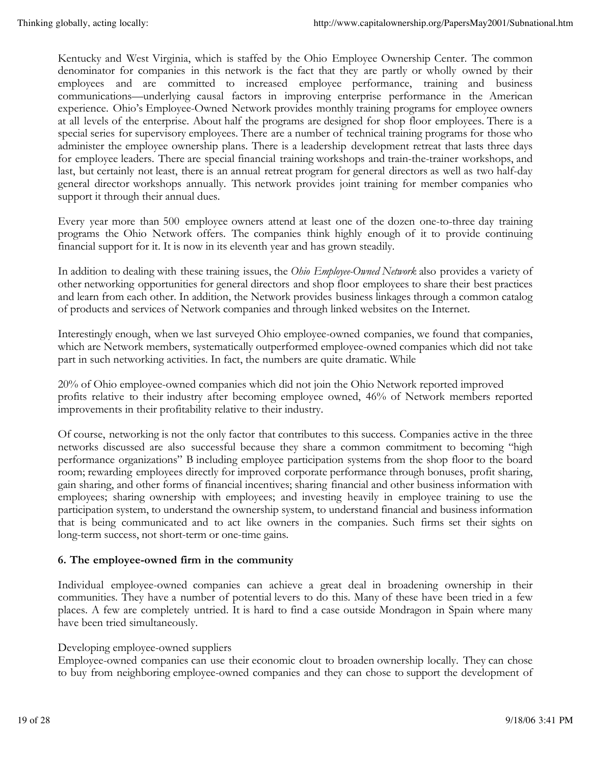Kentucky and West Virginia, which is staffed by the Ohio Employee Ownership Center. The common denominator for companies in this network is the fact that they are partly or wholly owned by their employees and are committed to increased employee performance, training and business communications—underlying causal factors in improving enterprise performance in the American experience. Ohio's Employee-Owned Network provides monthly training programs for employee owners at all levels of the enterprise. About half the programs are designed for shop floor employees. There is a special series for supervisory employees. There are a number of technical training programs for those who administer the employee ownership plans. There is a leadership development retreat that lasts three days for employee leaders. There are special financial training workshops and train-the-trainer workshops, and last, but certainly not least, there is an annual retreat program for general directors as well as two half-day general director workshops annually. This network provides joint training for member companies who support it through their annual dues.

Every year more than 500 employee owners attend at least one of the dozen one-to-three day training programs the Ohio Network offers. The companies think highly enough of it to provide continuing financial support for it. It is now in its eleventh year and has grown steadily.

In addition to dealing with these training issues, the *Ohio Employee-Owned Network* also provides a variety of other networking opportunities for general directors and shop floor employees to share their best practices and learn from each other. In addition, the Network provides business linkages through a common catalog of products and services of Network companies and through linked websites on the Internet.

Interestingly enough, when we last surveyed Ohio employee-owned companies, we found that companies, which are Network members, systematically outperformed employee-owned companies which did not take part in such networking activities. In fact, the numbers are quite dramatic. While

20% of Ohio employee-owned companies which did not join the Ohio Network reported improved profits relative to their industry after becoming employee owned, 46% of Network members reported improvements in their profitability relative to their industry.

Of course, networking is not the only factor that contributes to this success. Companies active in the three networks discussed are also successful because they share a common commitment to becoming "high performance organizations" B including employee participation systems from the shop floor to the board room; rewarding employees directly for improved corporate performance through bonuses, profit sharing, gain sharing, and other forms of financial incentives; sharing financial and other business information with employees; sharing ownership with employees; and investing heavily in employee training to use the participation system, to understand the ownership system, to understand financial and business information that is being communicated and to act like owners in the companies. Such firms set their sights on long-term success, not short-term or one-time gains.

**6. The employee-owned firm in the community**

Individual employee-owned companies can achieve a great deal in broadening ownership in their communities. They have a number of potential levers to do this. Many of these have been tried in a few places. A few are completely untried. It is hard to find a case outside Mondragon in Spain where many have been tried simultaneously.

Developing employee-owned suppliers

Employee-owned companies can use their economic clout to broaden ownership locally. They can chose to buy from neighboring employee-owned companies and they can chose to support the development of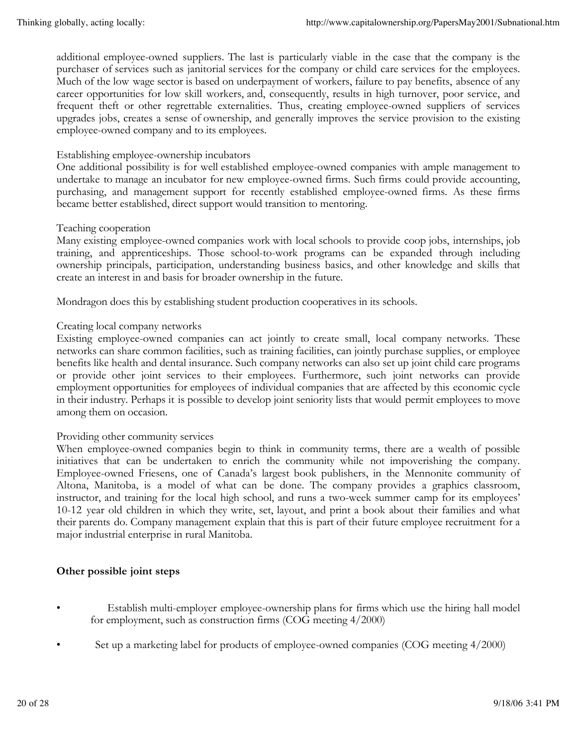additional employee-owned suppliers. The last is particularly viable in the case that the company is the purchaser of services such as janitorial services for the company or child care services for the employees. Much of the low wage sector is based on underpayment of workers, failure to pay benefits, absence of any career opportunities for low skill workers, and, consequently, results in high turnover, poor service, and frequent theft or other regrettable externalities. Thus, creating employee-owned suppliers of services upgrades jobs, creates a sense of ownership, and generally improves the service provision to the existing employee-owned company and to its employees.

Establishing employee-ownership incubators
One additional possibility is for well established employee-owned companies with ample management to undertake to manage an incubator for new employee-owned firms. Such firms could provide accounting, purchasing, and management support for recently established employee-owned firms. As these firms became better established, direct support would transition to mentoring.

Teaching cooperation
Many existing employee-owned companies work with local schools to provide coop jobs, internships, job training, and apprenticeships. Those school-to-work programs can be expanded through including ownership principals, participation, understanding business basics, and other knowledge and skills that create an interest in and basis for broader ownership in the future.

Mondragon does this by establishing student production cooperatives in its schools.

Creating local company networks
Existing employee-owned companies can act jointly to create small, local company networks. These networks can share common facilities, such as training facilities, can jointly purchase supplies, or employee benefits like health and dental insurance. Such company networks can also set up joint child care programs or provide other joint services to their employees. Furthermore, such joint networks can provide employment opportunities for employees of individual companies that are affected by this economic cycle in their industry. Perhaps it is possible to develop joint seniority lists that would permit employees to move among them on occasion.

Providing other community services
When employee-owned companies begin to think in community terms, there are a wealth of possible initiatives that can be undertaken to enrich the community while not impoverishing the company. Employee-owned Friesens, one of Canada's largest book publishers, in the Mennonite community of Altona, Manitoba, is a model of what can be done. The company provides a graphics classroom, instructor, and training for the local high school, and runs a two-week summer camp for its employees' 10-12 year old children in which they write, set, layout, and print a book about their families and what their parents do. Company management explain that this is part of their future employee recruitment for a major industrial enterprise in rural Manitoba.

**Other possible joint steps**

- Establish multi-employer employee-ownership plans for firms which use the hiring hall model for employment, such as construction firms (COG meeting 4/2000)
- Set up a marketing label for products of employee-owned companies (COG meeting 4/2000)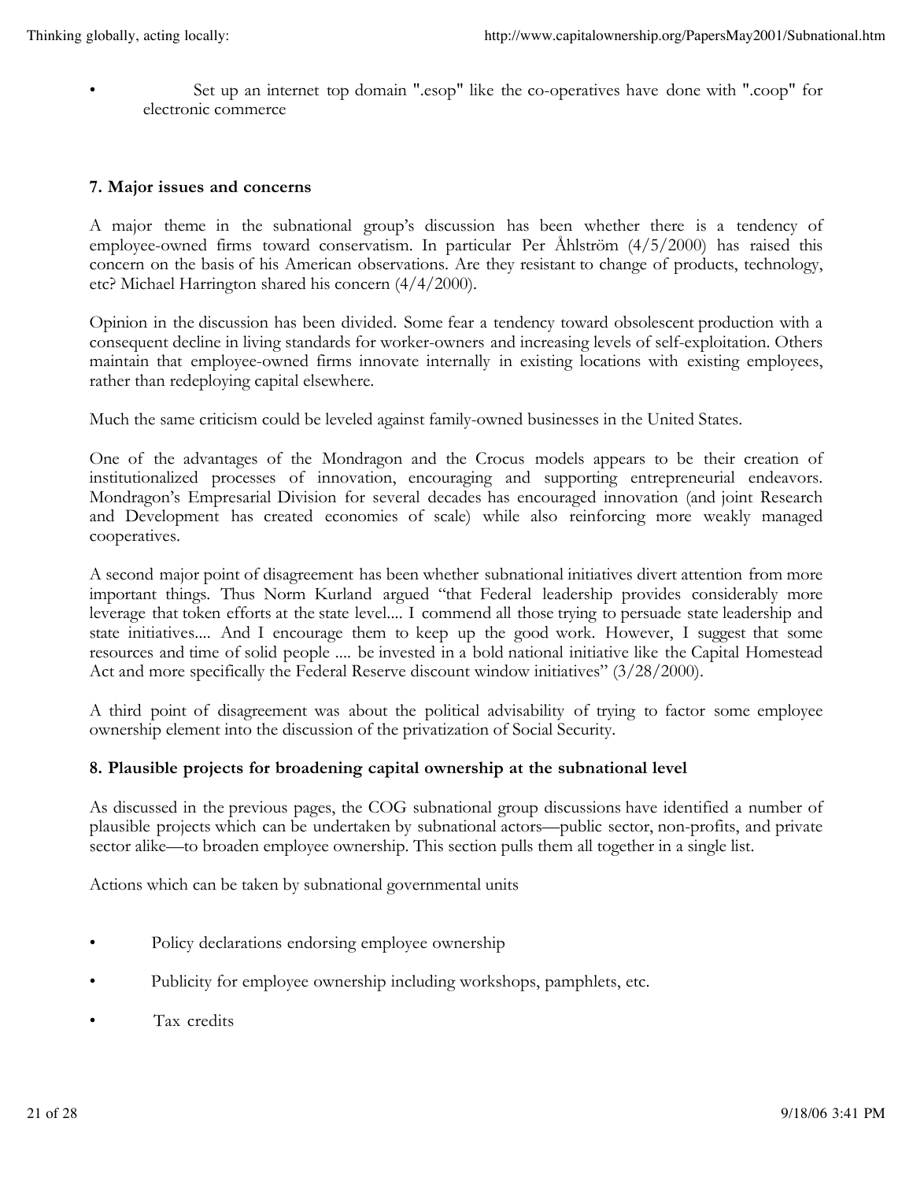- Set up an internet top domain ".esop" like the co-operatives have done with ".coop" for electronic commerce

### 7. Major issues and concerns

A major theme in the subnational group's discussion has been whether there is a tendency of employee-owned firms toward conservatism. In particular Per Åhlström (4/5/2000) has raised this concern on the basis of his American observations. Are they resistant to change of products, technology, etc? Michael Harrington shared his concern (4/4/2000).

Opinion in the discussion has been divided. Some fear a tendency toward obsolescent production with a consequent decline in living standards for worker-owners and increasing levels of self-exploitation. Others maintain that employee-owned firms innovate internally in existing locations with existing employees, rather than redeploying capital elsewhere.

Much the same criticism could be leveled against family-owned businesses in the United States.

One of the advantages of the Mondragon and the Crocus models appears to be their creation of institutionalized processes of innovation, encouraging and supporting entrepreneurial endeavors. Mondragon's Empresarial Division for several decades has encouraged innovation (and joint Research and Development has created economies of scale) while also reinforcing more weakly managed cooperatives.

A second major point of disagreement has been whether subnational initiatives divert attention from more important things. Thus Norm Kurland argued "that Federal leadership provides considerably more leverage that token efforts at the state level.... I commend all those trying to persuade state leadership and state initiatives.... And I encourage them to keep up the good work. However, I suggest that some resources and time of solid people .... be invested in a bold national initiative like the Capital Homestead Act and more specifically the Federal Reserve discount window initiatives" (3/28/2000).

A third point of disagreement was about the political advisability of trying to factor some employee ownership element into the discussion of the privatization of Social Security.

### 8. Plausible projects for broadening capital ownership at the subnational level

As discussed in the previous pages, the COG subnational group discussions have identified a number of plausible projects which can be undertaken by subnational actors—public sector, non-profits, and private sector alike—to broaden employee ownership. This section pulls them all together in a single list.

Actions which can be taken by subnational governmental units

- Policy declarations endorsing employee ownership
- Publicity for employee ownership including workshops, pamphlets, etc.
- Tax credits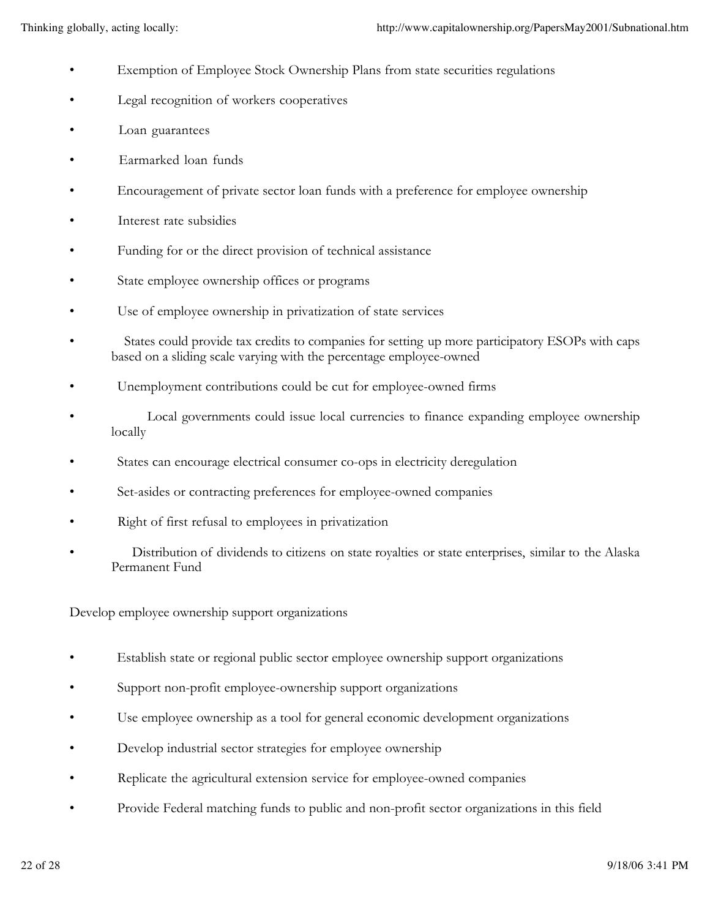- Exemption of Employee Stock Ownership Plans from state securities regulations
- Legal recognition of workers cooperatives
- Loan guarantees
- Earmarked loan funds
- Encouragement of private sector loan funds with a preference for employee ownership
- Interest rate subsidies
- Funding for or the direct provision of technical assistance
- State employee ownership offices or programs
- Use of employee ownership in privatization of state services
- States could provide tax credits to companies for setting up more participatory ESOPs with caps based on a sliding scale varying with the percentage employee-owned
- Unemployment contributions could be cut for employee-owned firms
- Local governments could issue local currencies to finance expanding employee ownership locally
- States can encourage electrical consumer co-ops in electricity deregulation
- Set-asides or contracting preferences for employee-owned companies
- Right of first refusal to employees in privatization
- Distribution of dividends to citizens on state royalties or state enterprises, similar to the Alaska Permanent Fund

Develop employee ownership support organizations

- Establish state or regional public sector employee ownership support organizations
- Support non-profit employee-ownership support organizations
- Use employee ownership as a tool for general economic development organizations
- Develop industrial sector strategies for employee ownership
- Replicate the agricultural extension service for employee-owned companies
- Provide Federal matching funds to public and non-profit sector organizations in this field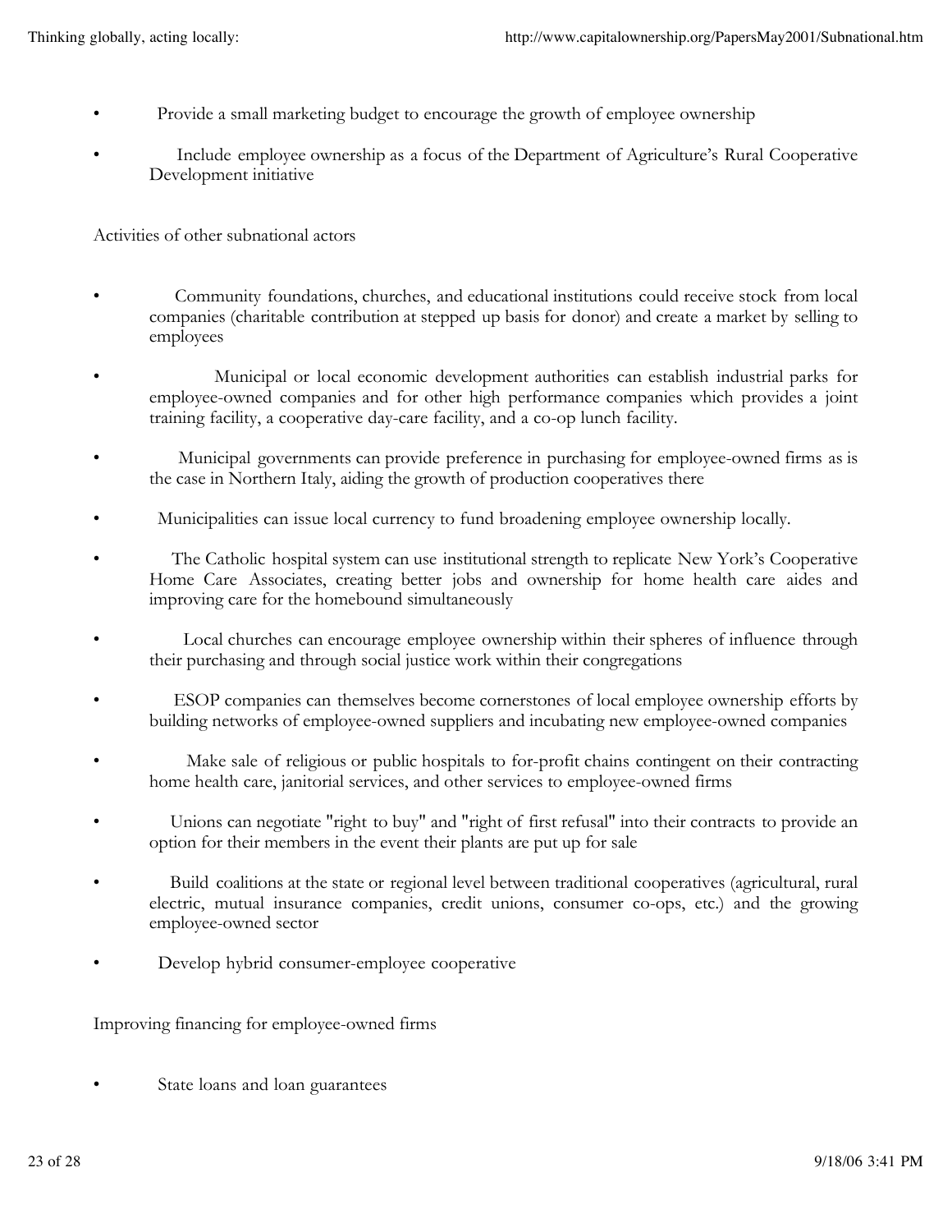- Provide a small marketing budget to encourage the growth of employee ownership
- Include employee ownership as a focus of the Department of Agriculture's Rural Cooperative Development initiative

Activities of other subnational actors

- Community foundations, churches, and educational institutions could receive stock from local companies (charitable contribution at stepped up basis for donor) and create a market by selling to employees
- Municipal or local economic development authorities can establish industrial parks for employee-owned companies and for other high performance companies which provides a joint training facility, a cooperative day-care facility, and a co-op lunch facility.
- Municipal governments can provide preference in purchasing for employee-owned firms as is the case in Northern Italy, aiding the growth of production cooperatives there
- Municipalities can issue local currency to fund broadening employee ownership locally.
- The Catholic hospital system can use institutional strength to replicate New York's Cooperative Home Care Associates, creating better jobs and ownership for home health care aides and improving care for the homebound simultaneously
- Local churches can encourage employee ownership within their spheres of influence through their purchasing and through social justice work within their congregations
- ESOP companies can themselves become cornerstones of local employee ownership efforts by building networks of employee-owned suppliers and incubating new employee-owned companies
- Make sale of religious or public hospitals to for-profit chains contingent on their contracting home health care, janitorial services, and other services to employee-owned firms
- Unions can negotiate "right to buy" and "right of first refusal" into their contracts to provide an option for their members in the event their plants are put up for sale
- Build coalitions at the state or regional level between traditional cooperatives (agricultural, rural electric, mutual insurance companies, credit unions, consumer co-ops, etc.) and the growing employee-owned sector
- Develop hybrid consumer-employee cooperative

Improving financing for employee-owned firms

- State loans and loan guarantees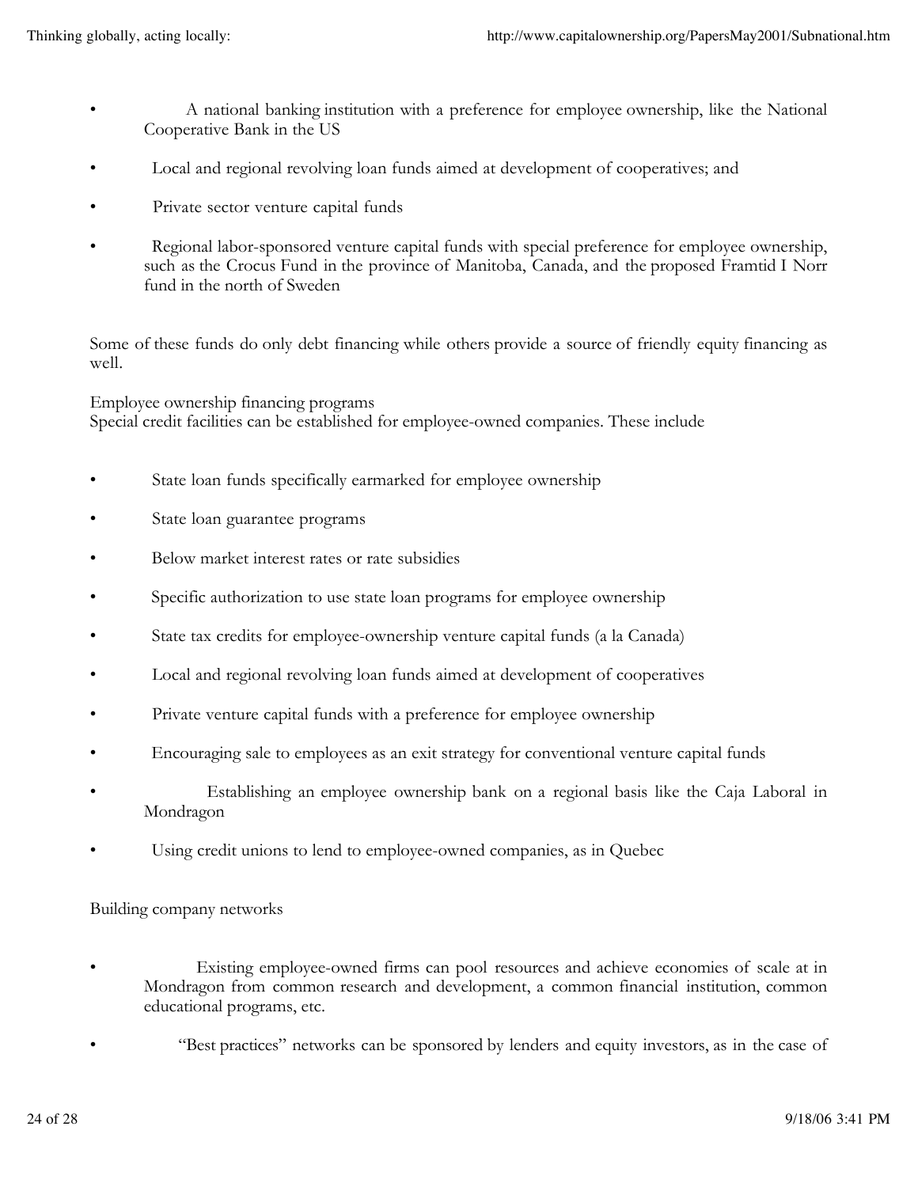- A national banking institution with a preference for employee ownership, like the National Cooperative Bank in the US
- Local and regional revolving loan funds aimed at development of cooperatives; and
- Private sector venture capital funds
- Regional labor-sponsored venture capital funds with special preference for employee ownership, such as the Crocus Fund in the province of Manitoba, Canada, and the proposed Framtid I Norr fund in the north of Sweden

Some of these funds do only debt financing while others provide a source of friendly equity financing as well.

Employee ownership financing programs
Special credit facilities can be established for employee-owned companies. These include

- State loan funds specifically earmarked for employee ownership
- State loan guarantee programs
- Below market interest rates or rate subsidies
- Specific authorization to use state loan programs for employee ownership
- State tax credits for employee-ownership venture capital funds (a la Canada)
- Local and regional revolving loan funds aimed at development of cooperatives
- Private venture capital funds with a preference for employee ownership
- Encouraging sale to employees as an exit strategy for conventional venture capital funds
- Establishing an employee ownership bank on a regional basis like the Caja Laboral in Mondragon
- Using credit unions to lend to employee-owned companies, as in Quebec

Building company networks

- Existing employee-owned firms can pool resources and achieve economies of scale at in Mondragon from common research and development, a common financial institution, common educational programs, etc.
- "Best practices" networks can be sponsored by lenders and equity investors, as in the case of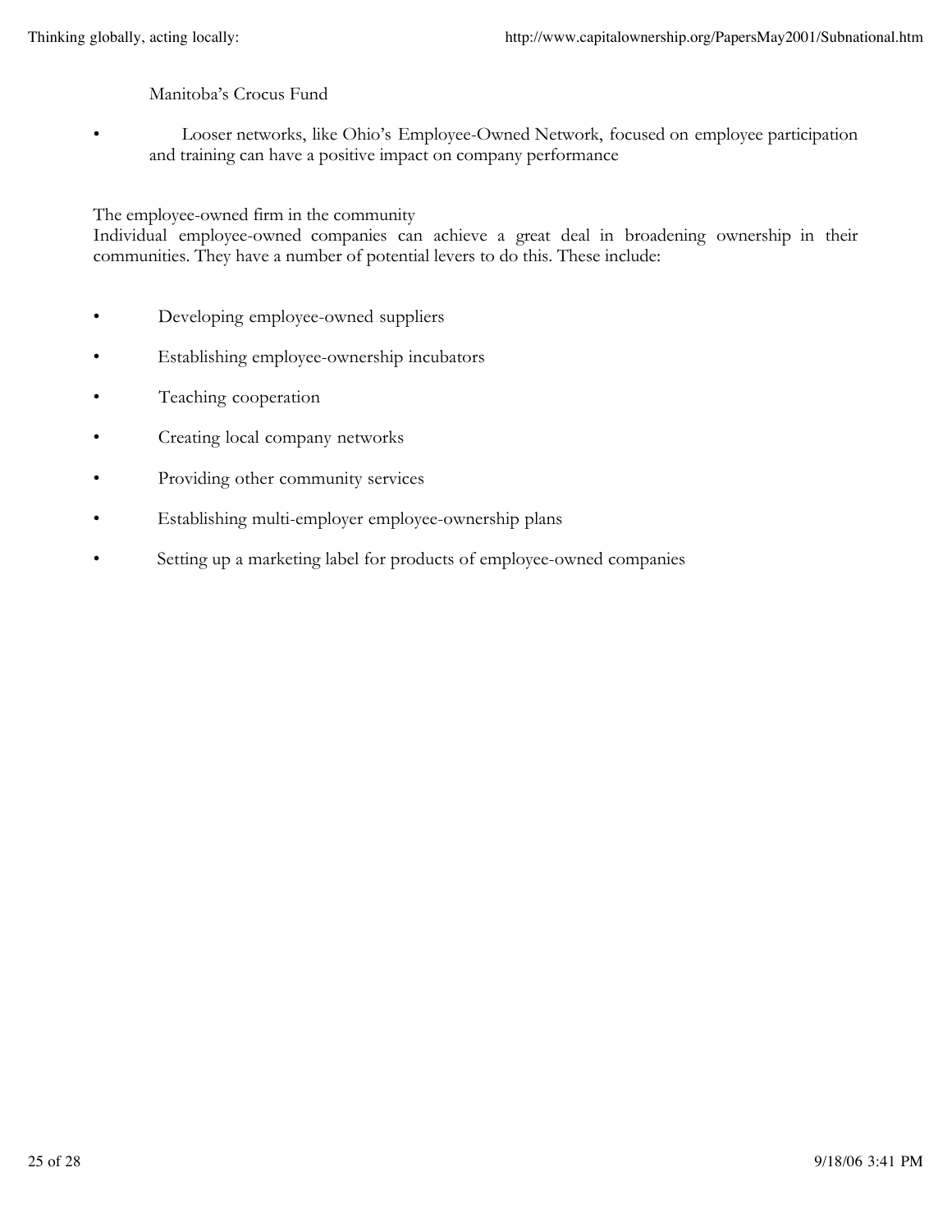Manitoba's Crocus Fund

- Looser networks, like Ohio's Employee-Owned Network, focused on employee participation and training can have a positive impact on company performance

The employee-owned firm in the community

Individual employee-owned companies can achieve a great deal in broadening ownership in their communities. They have a number of potential levers to do this. These include:

- Developing employee-owned suppliers
- Establishing employee-ownership incubators
- Teaching cooperation
- Creating local company networks
- Providing other community services
- Establishing multi-employer employee-ownership plans
- Setting up a marketing label for products of employee-owned companies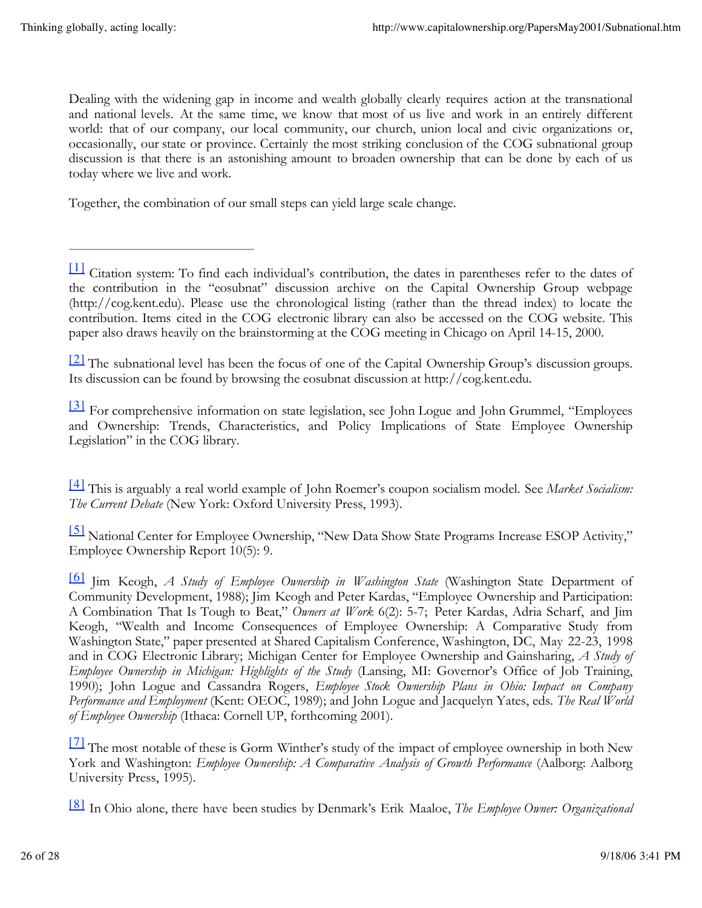Dealing with the widening gap in income and wealth globally clearly requires action at the transnational and national levels. At the same time, we know that most of us live and work in an entirely different world: that of our company, our local community, our church, union local and civic organizations or, occasionally, our state or province. Certainly the most striking conclusion of the COG subnational group discussion is that there is an astonishing amount to broaden ownership that can be done by each of us today where we live and work.

Together, the combination of our small steps can yield large scale change.

---

[1] Citation system: To find each individual's contribution, the dates in parentheses refer to the dates of the contribution in the "eosubnat" discussion archive on the Capital Ownership Group webpage (http://cog.kent.edu). Please use the chronological listing (rather than the thread index) to locate the contribution. Items cited in the COG electronic library can also be accessed on the COG website. This paper also draws heavily on the brainstorming at the COG meeting in Chicago on April 14-15, 2000.

[2] The subnational level has been the focus of one of the Capital Ownership Group's discussion groups. Its discussion can be found by browsing the eosubnat discussion at http://cog.kent.edu.

[3] For comprehensive information on state legislation, see John Logue and John Grummel, "Employees and Ownership: Trends, Characteristics, and Policy Implications of State Employee Ownership Legislation" in the COG library.

[4] This is arguably a real world example of John Roemer's coupon socialism model. See *Market Socialism: The Current Debate* (New York: Oxford University Press, 1993).

[5] National Center for Employee Ownership, "New Data Show State Programs Increase ESOP Activity," Employee Ownership Report 10(5): 9.

[6] Jim Keogh, *A Study of Employee Ownership in Washington State* (Washington State Department of Community Development, 1988); Jim Keogh and Peter Kardas, "Employee Ownership and Participation: A Combination That Is Tough to Beat," *Owners at Work* 6(2): 5-7; Peter Kardas, Adria Scharf, and Jim Keogh, "Wealth and Income Consequences of Employee Ownership: A Comparative Study from Washington State," paper presented at Shared Capitalism Conference, Washington, DC, May 22-23, 1998 and in COG Electronic Library; Michigan Center for Employee Ownership and Gainsharing, *A Study of Employee Ownership in Michigan: Highlights of the Study* (Lansing, MI: Governor's Office of Job Training, 1990); John Logue and Cassandra Rogers, *Employee Stock Ownership Plans in Ohio: Impact on Company Performance and Employment* (Kent: OEOC, 1989); and John Logue and Jacquelyn Yates, eds. *The Real World of Employee Ownership* (Ithaca: Cornell UP, forthcoming 2001).

[7] The most notable of these is Gorm Winther's study of the impact of employee ownership in both New York and Washington: *Employee Ownership: A Comparative Analysis of Growth Performance* (Aalborg: Aalborg University Press, 1995).

[8] In Ohio alone, there have been studies by Denmark's Erik Maaloe, *The Employee Owner: Organizational*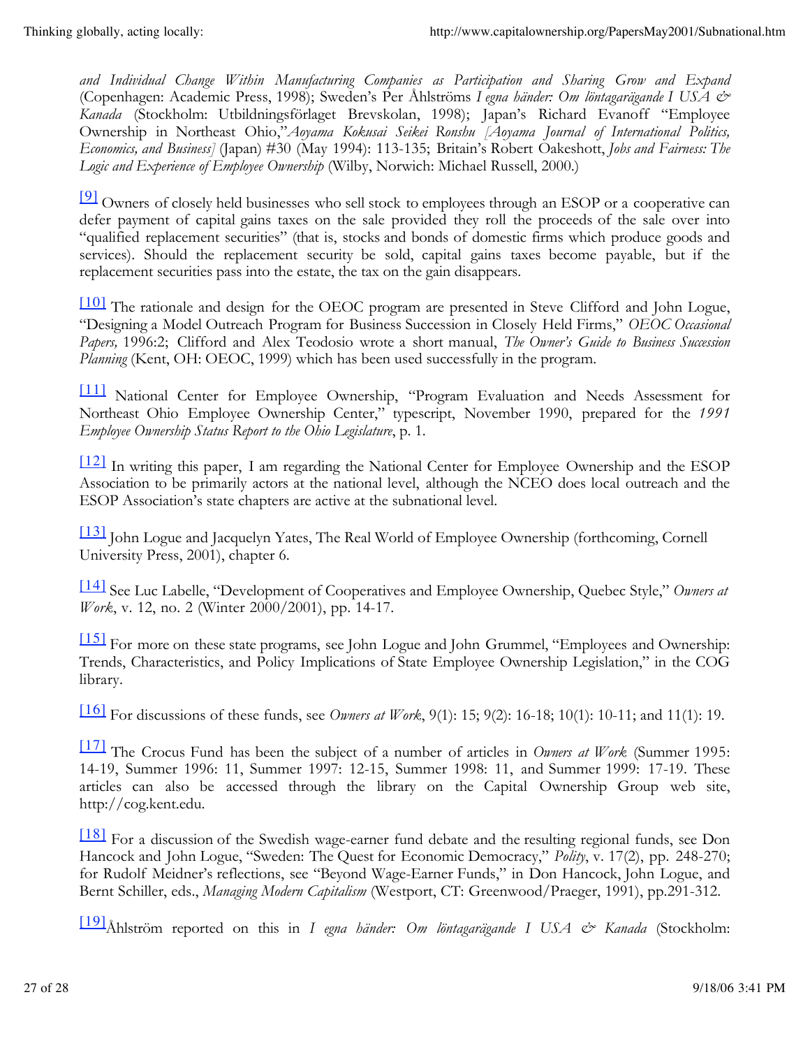*and Individual Change Within Manufacturing Companies as Participation and Sharing Grow and Expand* (Copenhagen: Academic Press, 1998); Sweden's Per Åhlströms *I egna händer: Om löntagarägande I USA & Kanada* (Stockholm: Utbildningsförlaget Brevskolan, 1998); Japan's Richard Evanoff "Employee Ownership in Northeast Ohio,"*Aoyama Kokusai Seikei Ronshu [Aoyama Journal of International Politics, Economics, and Business]* (Japan) #30 (May 1994): 113-135; Britain's Robert Oakeshott, *Jobs and Fairness: The Logic and Experience of Employee Ownership* (Wilby, Norwich: Michael Russell, 2000.)

[9] Owners of closely held businesses who sell stock to employees through an ESOP or a cooperative can defer payment of capital gains taxes on the sale provided they roll the proceeds of the sale over into "qualified replacement securities" (that is, stocks and bonds of domestic firms which produce goods and services). Should the replacement security be sold, capital gains taxes become payable, but if the replacement securities pass into the estate, the tax on the gain disappears.

[10] The rationale and design for the OEOC program are presented in Steve Clifford and John Logue, "Designing a Model Outreach Program for Business Succession in Closely Held Firms," *OEOC Occasional Papers,* 1996:2; Clifford and Alex Teodosio wrote a short manual, *The Owner's Guide to Business Succession Planning* (Kent, OH: OEOC, 1999) which has been used successfully in the program.

[11] National Center for Employee Ownership, "Program Evaluation and Needs Assessment for Northeast Ohio Employee Ownership Center," typescript, November 1990, prepared for the *1991 Employee Ownership Status Report to the Ohio Legislature*, p. 1.

[12] In writing this paper, I am regarding the National Center for Employee Ownership and the ESOP Association to be primarily actors at the national level, although the NCEO does local outreach and the ESOP Association's state chapters are active at the subnational level.

[13] John Logue and Jacquelyn Yates, The Real World of Employee Ownership (forthcoming, Cornell University Press, 2001), chapter 6.

[14] See Luc Labelle, "Development of Cooperatives and Employee Ownership, Quebec Style," *Owners at Work*, v. 12, no. 2 (Winter 2000/2001), pp. 14-17.

[15] For more on these state programs, see John Logue and John Grummel, "Employees and Ownership: Trends, Characteristics, and Policy Implications of State Employee Ownership Legislation," in the COG library.

[16] For discussions of these funds, see *Owners at Work*, 9(1): 15; 9(2): 16-18; 10(1): 10-11; and 11(1): 19.

[17] The Crocus Fund has been the subject of a number of articles in *Owners at Work* (Summer 1995: 14-19, Summer 1996: 11, Summer 1997: 12-15, Summer 1998: 11, and Summer 1999: 17-19. These articles can also be accessed through the library on the Capital Ownership Group web site, http://cog.kent.edu.

[18] For a discussion of the Swedish wage-earner fund debate and the resulting regional funds, see Don Hancock and John Logue, "Sweden: The Quest for Economic Democracy," *Polity*, v. 17(2), pp. 248-270; for Rudolf Meidner's reflections, see "Beyond Wage-Earner Funds," in Don Hancock, John Logue, and Bernt Schiller, eds., *Managing Modern Capitalism* (Westport, CT: Greenwood/Praeger, 1991), pp.291-312.

[19]Åhlström reported on this in *I egna händer: Om löntagarägande I USA & Kanada* (Stockholm: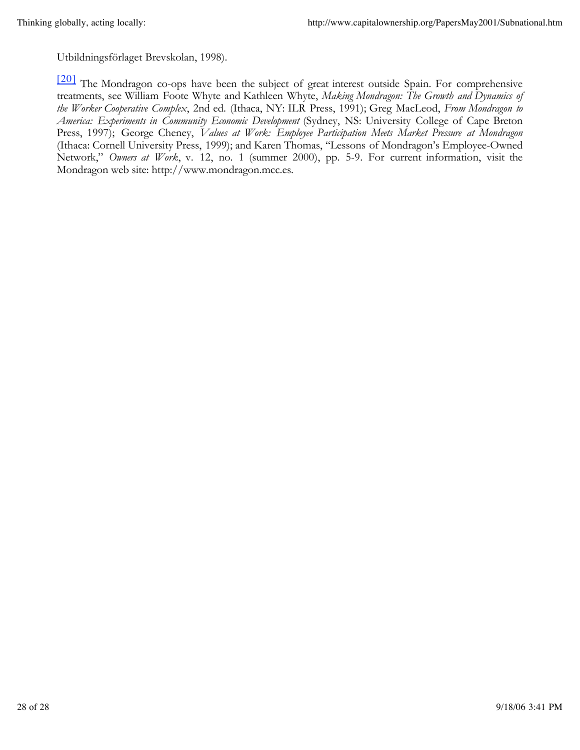Utbildningsförlaget Brevskolan, 1998).

[20] The Mondragon co-ops have been the subject of great interest outside Spain. For comprehensive treatments, see William Foote Whyte and Kathleen Whyte, *Making Mondragon: The Growth and Dynamics of the Worker Cooperative Complex*, 2nd ed. (Ithaca, NY: ILR Press, 1991); Greg MacLeod, *From Mondragon to America: Experiments in Community Economic Development* (Sydney, NS: University College of Cape Breton Press, 1997); George Cheney, *Values at Work: Employee Participation Meets Market Pressure at Mondragon* (Ithaca: Cornell University Press, 1999); and Karen Thomas, "Lessons of Mondragon's Employee-Owned Network," *Owners at Work*, v. 12, no. 1 (summer 2000), pp. 5-9. For current information, visit the Mondragon web site: http://www.mondragon.mcc.es.